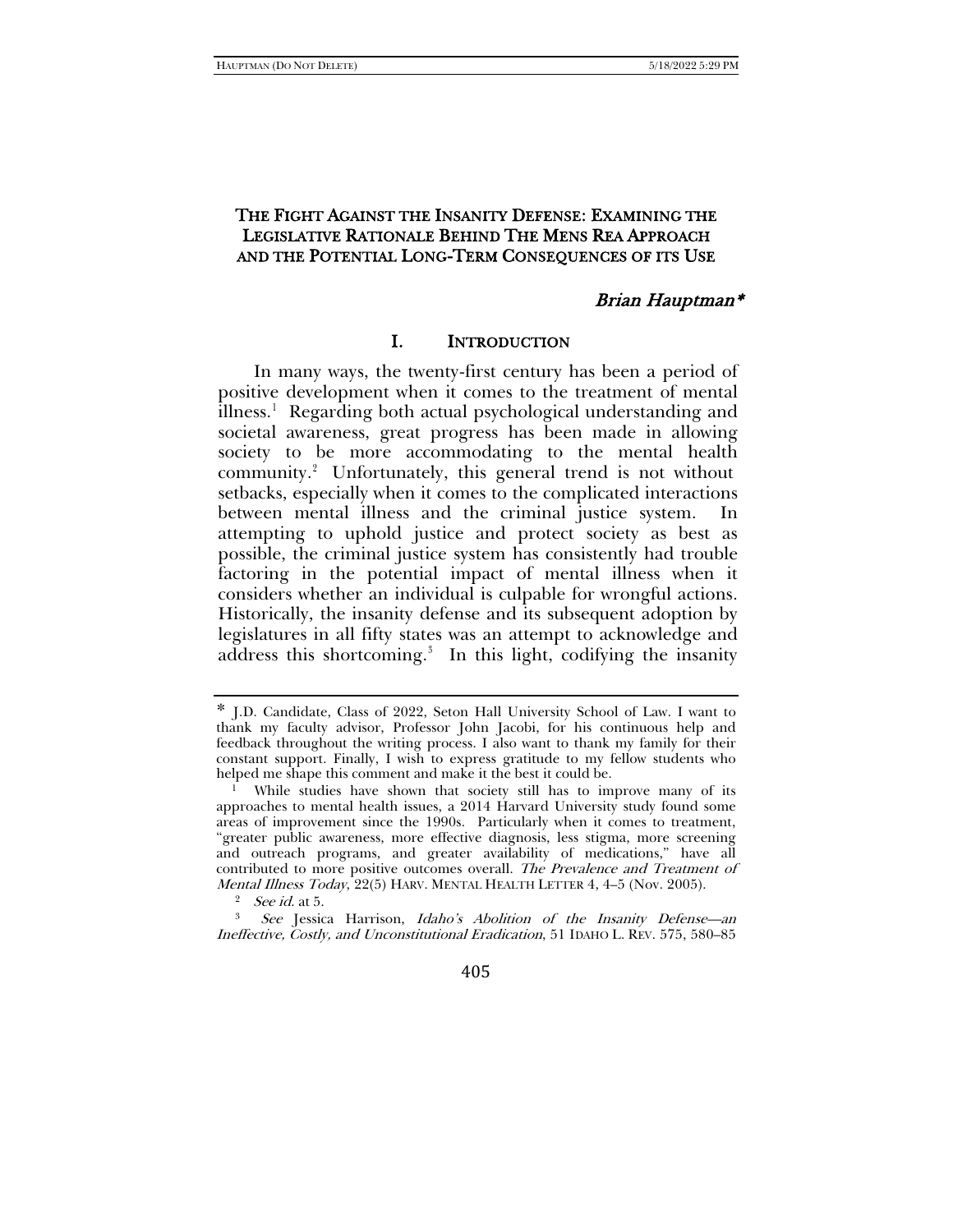# THE FIGHT AGAINST THE INSANITY DEFENSE: EXAMINING THE LEGISLATIVE RATIONALE BEHIND THE MENS REA APPROACH AND THE POTENTIAL LONG-TERM CONSEQUENCES OF ITS USE

*Brian Hauptman\**

## I. INTRODUCTION

In many ways, the twenty-first century has been a period of positive development when it comes to the treatment of mental illness.[1] Regarding both actual psychological understanding and societal awareness, great progress has been made in allowing society to be more accommodating to the mental health community.[2] Unfortunately, this general trend is not without setbacks, especially when it comes to the complicated interactions between mental illness and the criminal justice system. In attempting to uphold justice and protect society as best as possible, the criminal justice system has consistently had trouble factoring in the potential impact of mental illness when it considers whether an individual is culpable for wrongful actions. Historically, the insanity defense and its subsequent adoption by legislatures in all fifty states was an attempt to acknowledge and address this shortcoming.[3] In this light, codifying the insanity

---

\* J.D. Candidate, Class of 2022, Seton Hall University School of Law. I want to thank my faculty advisor, Professor John Jacobi, for his continuous help and feedback throughout the writing process. I also want to thank my family for their constant support. Finally, I wish to express gratitude to my fellow students who helped me shape this comment and make it the best it could be.

[1] While studies have shown that society still has to improve many of its approaches to mental health issues, a 2014 Harvard University study found some areas of improvement since the 1990s. Particularly when it comes to treatment, "greater public awareness, more effective diagnosis, less stigma, more screening and outreach programs, and greater availability of medications," have all contributed to more positive outcomes overall. *The Prevalence and Treatment of Mental Illness Today*, 22(5) HARV. MENTAL HEALTH LETTER 4, 4–5 (Nov. 2005).

[2] *See id.* at 5.

[3] *See* Jessica Harrison, *Idaho's Abolition of the Insanity Defense—an Ineffective, Costly, and Unconstitutional Eradication*, 51 IDAHO L. REV. 575, 580–85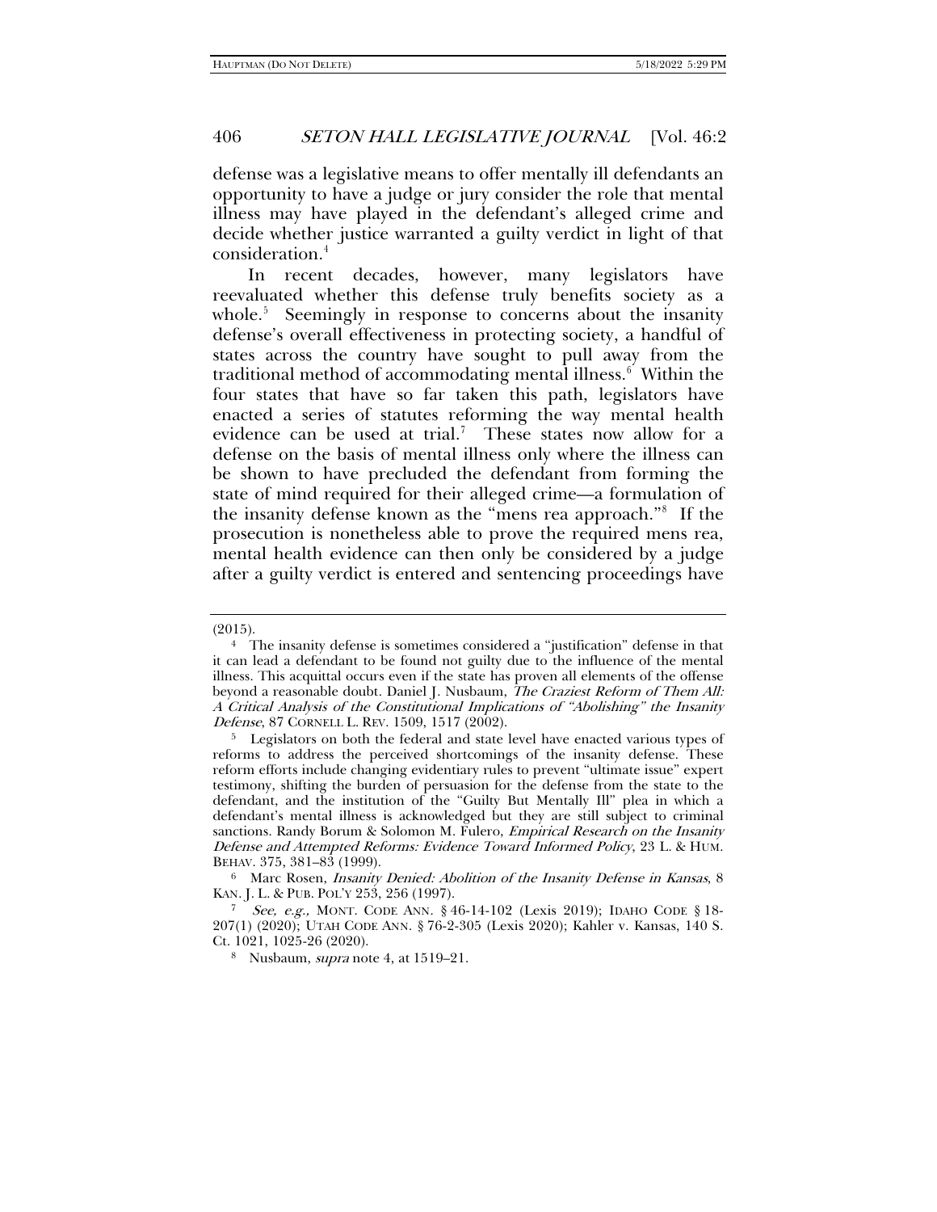defense was a legislative means to offer mentally ill defendants an opportunity to have a judge or jury consider the role that mental illness may have played in the defendant's alleged crime and decide whether justice warranted a guilty verdict in light of that consideration.[4]

In recent decades, however, many legislators have reevaluated whether this defense truly benefits society as a whole.[5] Seemingly in response to concerns about the insanity defense's overall effectiveness in protecting society, a handful of states across the country have sought to pull away from the traditional method of accommodating mental illness.[6] Within the four states that have so far taken this path, legislators have enacted a series of statutes reforming the way mental health evidence can be used at trial.[7] These states now allow for a defense on the basis of mental illness only where the illness can be shown to have precluded the defendant from forming the state of mind required for their alleged crime—a formulation of the insanity defense known as the "mens rea approach."[8] If the prosecution is nonetheless able to prove the required mens rea, mental health evidence can then only be considered by a judge after a guilty verdict is entered and sentencing proceedings have

---

(2015).

[4] The insanity defense is sometimes considered a "justification" defense in that it can lead a defendant to be found not guilty due to the influence of the mental illness. This acquittal occurs even if the state has proven all elements of the offense beyond a reasonable doubt. Daniel J. Nusbaum, *The Craziest Reform of Them All: A Critical Analysis of the Constitutional Implications of "Abolishing" the Insanity Defense*, 87 CORNELL L. REV. 1509, 1517 (2002).

[5] Legislators on both the federal and state level have enacted various types of reforms to address the perceived shortcomings of the insanity defense. These reform efforts include changing evidentiary rules to prevent "ultimate issue" expert testimony, shifting the burden of persuasion for the defense from the state to the defendant, and the institution of the "Guilty But Mentally Ill" plea in which a defendant's mental illness is acknowledged but they are still subject to criminal sanctions. Randy Borum & Solomon M. Fulero, *Empirical Research on the Insanity Defense and Attempted Reforms: Evidence Toward Informed Policy*, 23 L. & HUM. BEHAV. 375, 381–83 (1999).

[6] Marc Rosen, *Insanity Denied: Abolition of the Insanity Defense in Kansas*, 8 KAN. J. L. & PUB. POL'Y 253, 256 (1997).

[7] *See, e.g.,* MONT. CODE ANN. § 46-14-102 (Lexis 2019); IDAHO CODE § 18-207(1) (2020); UTAH CODE ANN. § 76-2-305 (Lexis 2020); Kahler v. Kansas, 140 S. Ct. 1021, 1025-26 (2020).

[8] Nusbaum, *supra* note 4, at 1519–21.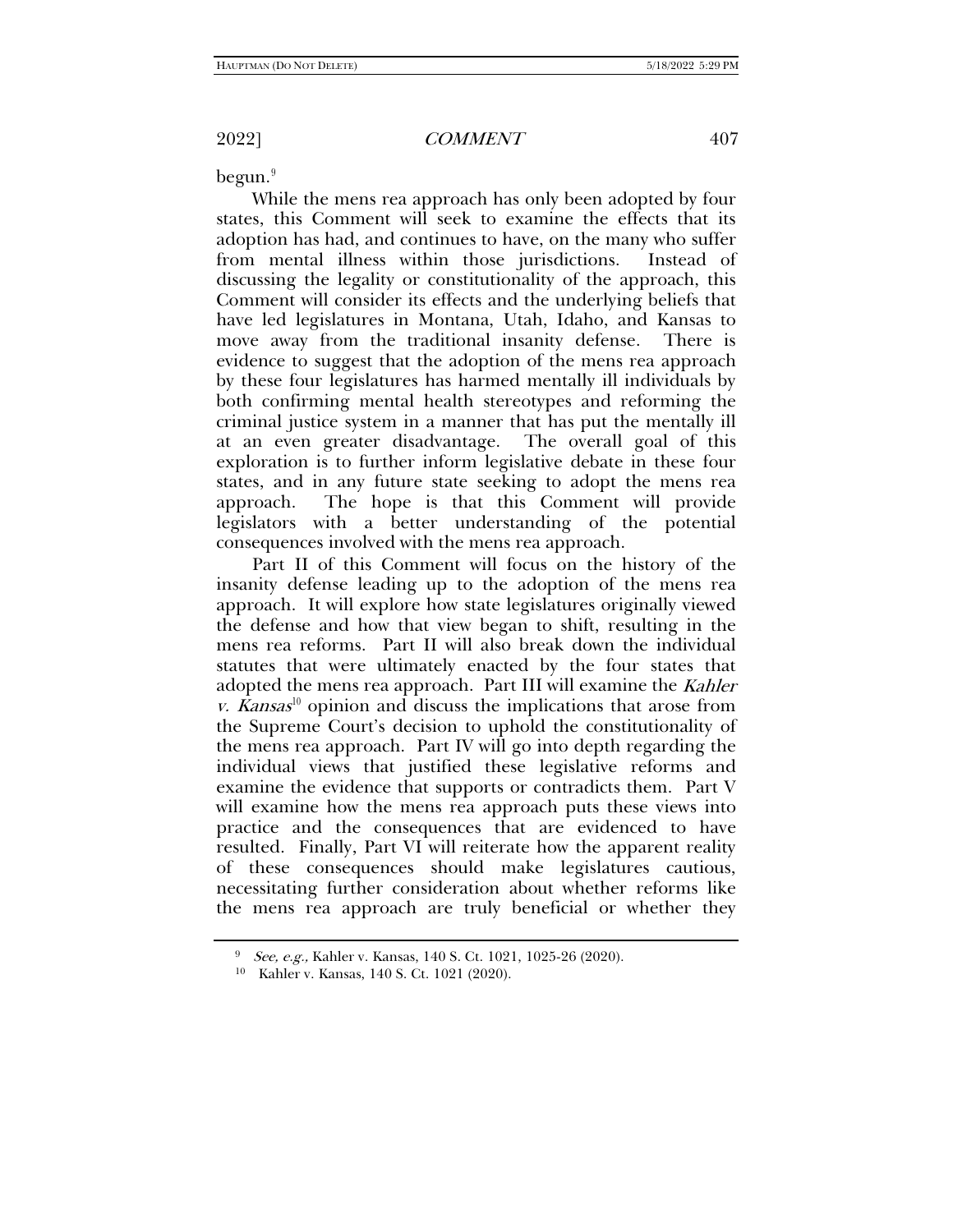begun.[9]

While the mens rea approach has only been adopted by four states, this Comment will seek to examine the effects that its adoption has had, and continues to have, on the many who suffer from mental illness within those jurisdictions. Instead of discussing the legality or constitutionality of the approach, this Comment will consider its effects and the underlying beliefs that have led legislatures in Montana, Utah, Idaho, and Kansas to move away from the traditional insanity defense. There is evidence to suggest that the adoption of the mens rea approach by these four legislatures has harmed mentally ill individuals by both confirming mental health stereotypes and reforming the criminal justice system in a manner that has put the mentally ill at an even greater disadvantage. The overall goal of this exploration is to further inform legislative debate in these four states, and in any future state seeking to adopt the mens rea approach. The hope is that this Comment will provide legislators with a better understanding of the potential consequences involved with the mens rea approach.

Part II of this Comment will focus on the history of the insanity defense leading up to the adoption of the mens rea approach. It will explore how state legislatures originally viewed the defense and how that view began to shift, resulting in the mens rea reforms. Part II will also break down the individual statutes that were ultimately enacted by the four states that adopted the mens rea approach. Part III will examine the *Kahler v. Kansas*[10] opinion and discuss the implications that arose from the Supreme Court's decision to uphold the constitutionality of the mens rea approach. Part IV will go into depth regarding the individual views that justified these legislative reforms and examine the evidence that supports or contradicts them. Part V will examine how the mens rea approach puts these views into practice and the consequences that are evidenced to have resulted. Finally, Part VI will reiterate how the apparent reality of these consequences should make legislatures cautious, necessitating further consideration about whether reforms like the mens rea approach are truly beneficial or whether they

---

[9] *See, e.g.,* Kahler v. Kansas, 140 S. Ct. 1021, 1025-26 (2020).

[10] Kahler v. Kansas, 140 S. Ct. 1021 (2020).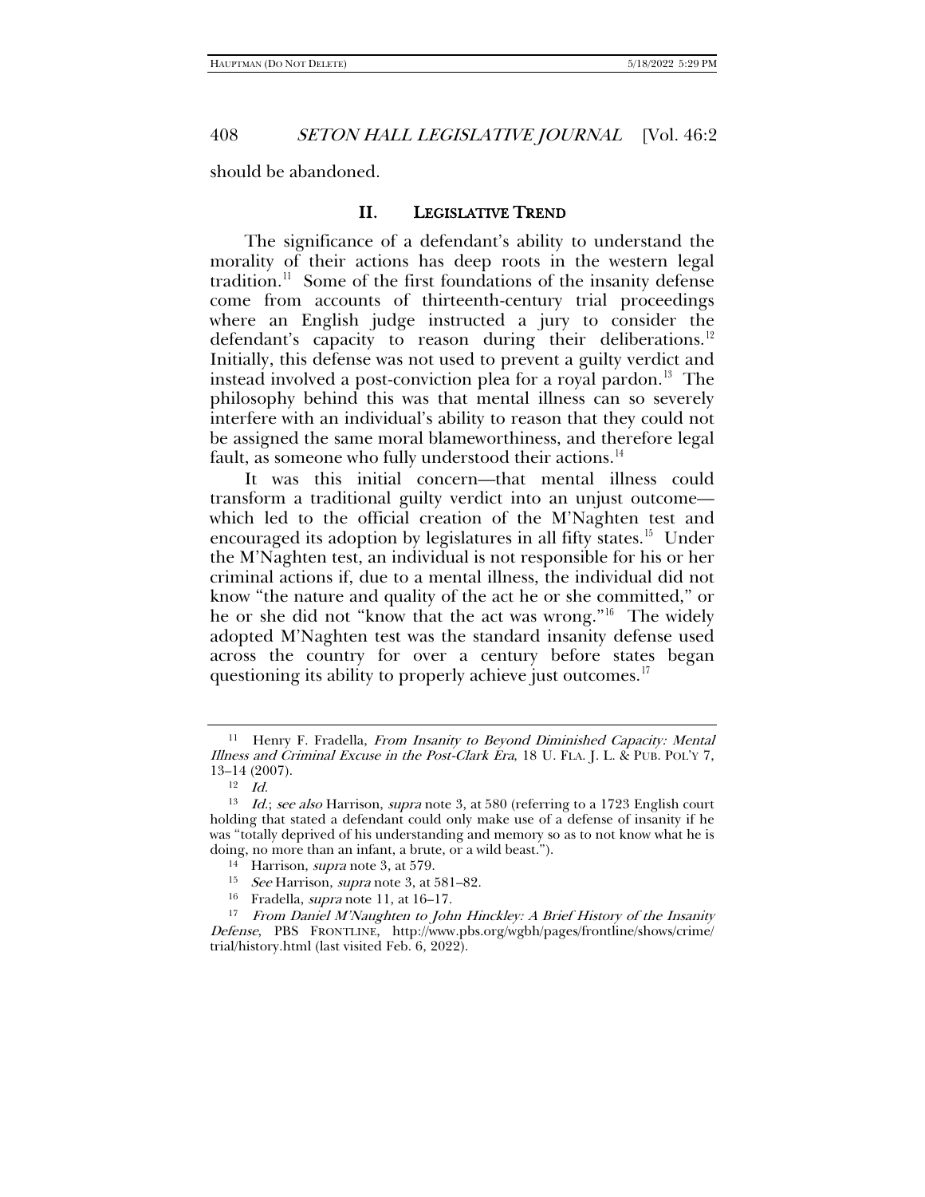should be abandoned.

## II. LEGISLATIVE TREND

The significance of a defendant's ability to understand the morality of their actions has deep roots in the western legal tradition.[11] Some of the first foundations of the insanity defense come from accounts of thirteenth-century trial proceedings where an English judge instructed a jury to consider the defendant's capacity to reason during their deliberations.[12] Initially, this defense was not used to prevent a guilty verdict and instead involved a post-conviction plea for a royal pardon.[13] The philosophy behind this was that mental illness can so severely interfere with an individual's ability to reason that they could not be assigned the same moral blameworthiness, and therefore legal fault, as someone who fully understood their actions.[14]

It was this initial concern—that mental illness could transform a traditional guilty verdict into an unjust outcome—which led to the official creation of the M'Naghten test and encouraged its adoption by legislatures in all fifty states.[15] Under the M'Naghten test, an individual is not responsible for his or her criminal actions if, due to a mental illness, the individual did not know "the nature and quality of the act he or she committed," or he or she did not "know that the act was wrong."[16] The widely adopted M'Naghten test was the standard insanity defense used across the country for over a century before states began questioning its ability to properly achieve just outcomes.[17]

---

[11] Henry F. Fradella, *From Insanity to Beyond Diminished Capacity: Mental Illness and Criminal Excuse in the Post-Clark Era*, 18 U. FLA. J. L. & PUB. POL'Y 7, 13–14 (2007).

[12] *Id.*

[13] *Id.*; *see also* Harrison, *supra* note 3, at 580 (referring to a 1723 English court holding that stated a defendant could only make use of a defense of insanity if he was "totally deprived of his understanding and memory so as to not know what he is doing, no more than an infant, a brute, or a wild beast.").

[14] Harrison, *supra* note 3, at 579.

[15] *See* Harrison, *supra* note 3, at 581–82.

[16] Fradella, *supra* note 11, at 16–17.

[17] *From Daniel M'Naughten to John Hinckley: A Brief History of the Insanity Defense*, PBS FRONTLINE, http://www.pbs.org/wgbh/pages/frontline/shows/crime/trial/history.html (last visited Feb. 6, 2022).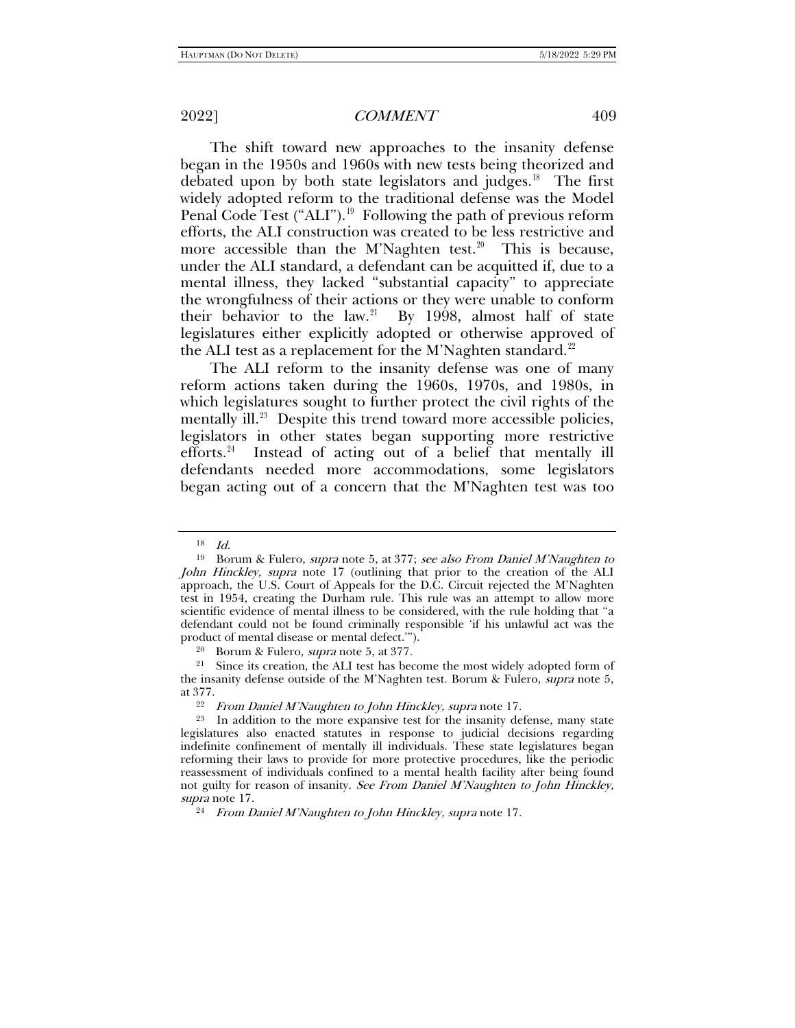The shift toward new approaches to the insanity defense began in the 1950s and 1960s with new tests being theorized and debated upon by both state legislators and judges.[18] The first widely adopted reform to the traditional defense was the Model Penal Code Test ("ALI").[19] Following the path of previous reform efforts, the ALI construction was created to be less restrictive and more accessible than the M'Naghten test.[20] This is because, under the ALI standard, a defendant can be acquitted if, due to a mental illness, they lacked "substantial capacity" to appreciate the wrongfulness of their actions or they were unable to conform their behavior to the law.[21] By 1998, almost half of state legislatures either explicitly adopted or otherwise approved of the ALI test as a replacement for the M'Naghten standard.[22]

The ALI reform to the insanity defense was one of many reform actions taken during the 1960s, 1970s, and 1980s, in which legislatures sought to further protect the civil rights of the mentally ill.[23] Despite this trend toward more accessible policies, legislators in other states began supporting more restrictive efforts.[24] Instead of acting out of a belief that mentally ill defendants needed more accommodations, some legislators began acting out of a concern that the M'Naghten test was too

---

[18] *Id.*

[19] Borum & Fulero, *supra* note 5, at 377; *see also From Daniel M'Naughten to John Hinckley, supra* note 17 (outlining that prior to the creation of the ALI approach, the U.S. Court of Appeals for the D.C. Circuit rejected the M'Naghten test in 1954, creating the Durham rule. This rule was an attempt to allow more scientific evidence of mental illness to be considered, with the rule holding that "a defendant could not be found criminally responsible 'if his unlawful act was the product of mental disease or mental defect.'").

[20] Borum & Fulero, *supra* note 5, at 377.

[21] Since its creation, the ALI test has become the most widely adopted form of the insanity defense outside of the M'Naghten test. Borum & Fulero, *supra* note 5, at 377.

[22] *From Daniel M'Naughten to John Hinckley, supra* note 17.

[23] In addition to the more expansive test for the insanity defense, many state legislatures also enacted statutes in response to judicial decisions regarding indefinite confinement of mentally ill individuals. These state legislatures began reforming their laws to provide for more protective procedures, like the periodic reassessment of individuals confined to a mental health facility after being found not guilty for reason of insanity. *See From Daniel M'Naughten to John Hinckley, supra* note 17.

[24] *From Daniel M'Naughten to John Hinckley, supra* note 17.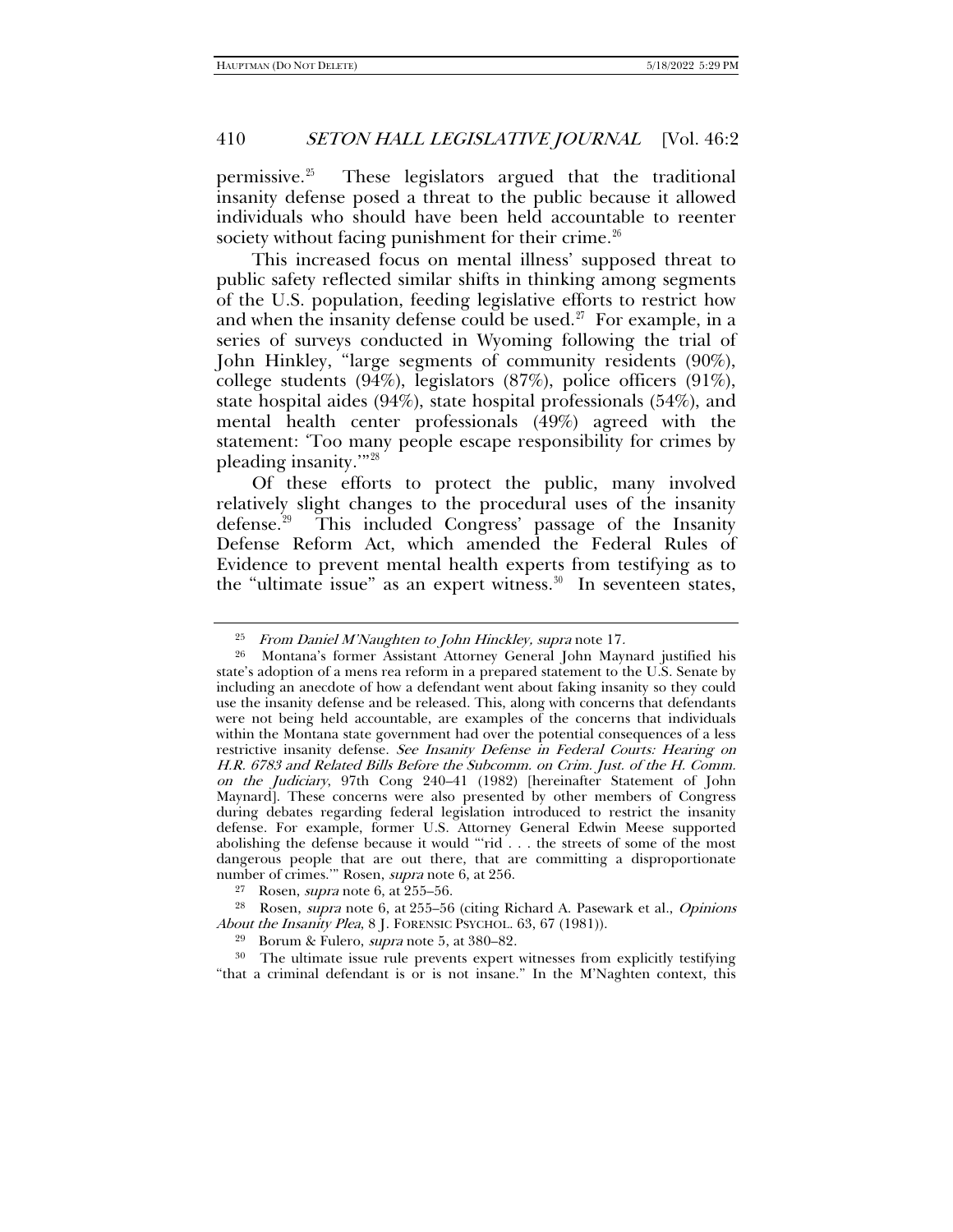permissive.[25] These legislators argued that the traditional insanity defense posed a threat to the public because it allowed individuals who should have been held accountable to reenter society without facing punishment for their crime.[26]

This increased focus on mental illness' supposed threat to public safety reflected similar shifts in thinking among segments of the U.S. population, feeding legislative efforts to restrict how and when the insanity defense could be used.[27] For example, in a series of surveys conducted in Wyoming following the trial of John Hinkley, "large segments of community residents (90%), college students (94%), legislators (87%), police officers (91%), state hospital aides (94%), state hospital professionals (54%), and mental health center professionals (49%) agreed with the statement: 'Too many people escape responsibility for crimes by pleading insanity.'"[28]

Of these efforts to protect the public, many involved relatively slight changes to the procedural uses of the insanity defense.[29] This included Congress' passage of the Insanity Defense Reform Act, which amended the Federal Rules of Evidence to prevent mental health experts from testifying as to the "ultimate issue" as an expert witness.[30] In seventeen states,

---

[25] *From Daniel M'Naughten to John Hinckley*, *supra* note 17.

[26] Montana's former Assistant Attorney General John Maynard justified his state's adoption of a mens rea reform in a prepared statement to the U.S. Senate by including an anecdote of how a defendant went about faking insanity so they could use the insanity defense and be released. This, along with concerns that defendants were not being held accountable, are examples of the concerns that individuals within the Montana state government had over the potential consequences of a less restrictive insanity defense. *See Insanity Defense in Federal Courts: Hearing on H.R. 6783 and Related Bills Before the Subcomm. on Crim. Just. of the H. Comm. on the Judiciary*, 97th Cong 240–41 (1982) [hereinafter Statement of John Maynard]. These concerns were also presented by other members of Congress during debates regarding federal legislation introduced to restrict the insanity defense. For example, former U.S. Attorney General Edwin Meese supported abolishing the defense because it would "'rid . . . the streets of some of the most dangerous people that are out there, that are committing a disproportionate number of crimes.'" Rosen, *supra* note 6, at 256.

[27] Rosen, *supra* note 6, at 255–56.

[28] Rosen, *supra* note 6, at 255–56 (citing Richard A. Pasewark et al., *Opinions About the Insanity Plea*, 8 J. FORENSIC PSYCHOL. 63, 67 (1981)).

[29] Borum & Fulero, *supra* note 5, at 380–82.

[30] The ultimate issue rule prevents expert witnesses from explicitly testifying "that a criminal defendant is or is not insane." In the M'Naghten context, this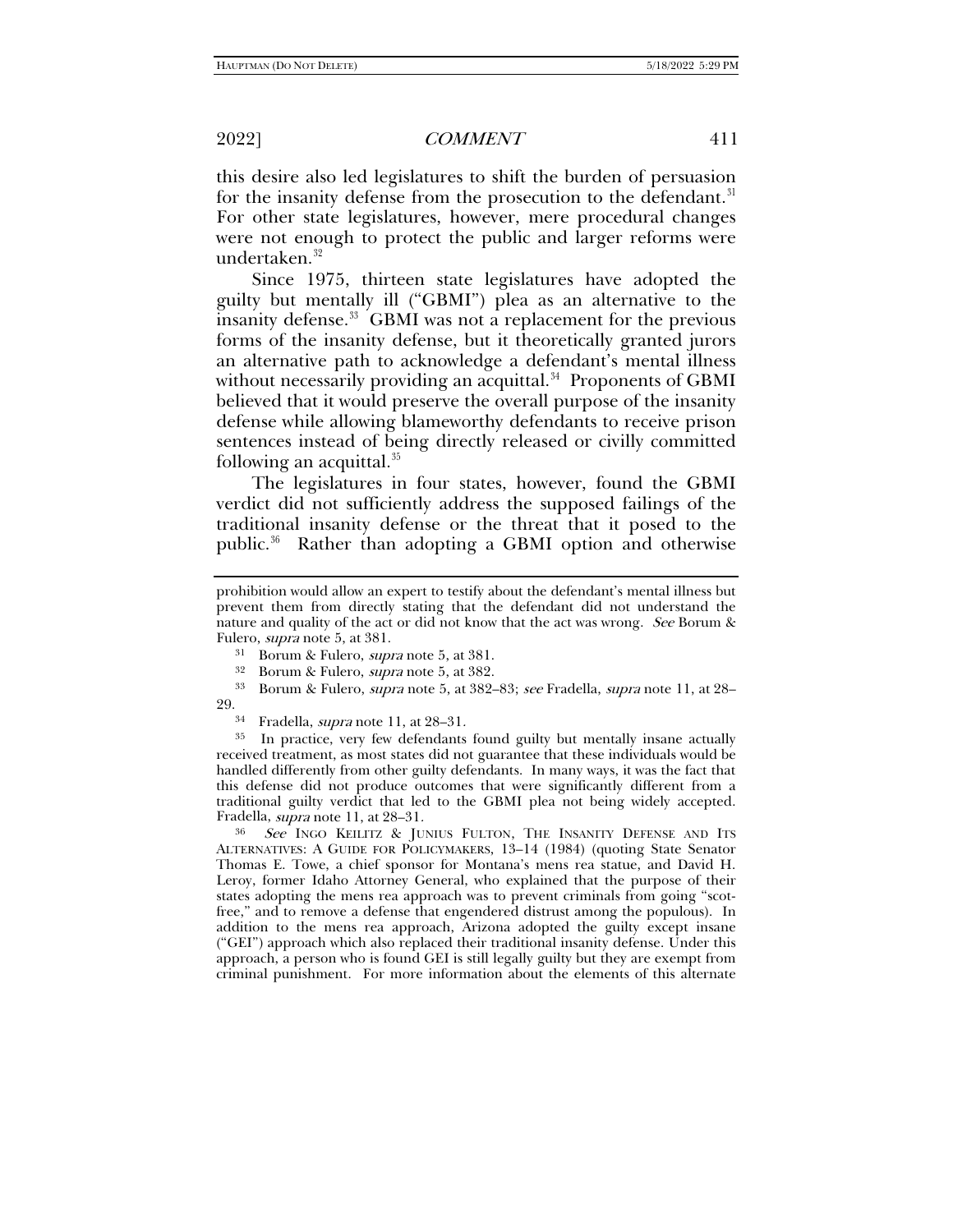this desire also led legislatures to shift the burden of persuasion for the insanity defense from the prosecution to the defendant.[31] For other state legislatures, however, mere procedural changes were not enough to protect the public and larger reforms were undertaken.[32]

Since 1975, thirteen state legislatures have adopted the guilty but mentally ill ("GBMI") plea as an alternative to the insanity defense.[33] GBMI was not a replacement for the previous forms of the insanity defense, but it theoretically granted jurors an alternative path to acknowledge a defendant's mental illness without necessarily providing an acquittal.[34] Proponents of GBMI believed that it would preserve the overall purpose of the insanity defense while allowing blameworthy defendants to receive prison sentences instead of being directly released or civilly committed following an acquittal.[35]

The legislatures in four states, however, found the GBMI verdict did not sufficiently address the supposed failings of the traditional insanity defense or the threat that it posed to the public.[36] Rather than adopting a GBMI option and otherwise

---

prohibition would allow an expert to testify about the defendant's mental illness but prevent them from directly stating that the defendant did not understand the nature and quality of the act or did not know that the act was wrong. *See* Borum & Fulero, *supra* note 5, at 381.

[31] Borum & Fulero, *supra* note 5, at 381.

[32] Borum & Fulero, *supra* note 5, at 382.

[33] Borum & Fulero, *supra* note 5, at 382–83; *see* Fradella, *supra* note 11, at 28–29.

[34] Fradella, *supra* note 11, at 28–31.

[35] In practice, very few defendants found guilty but mentally insane actually received treatment, as most states did not guarantee that these individuals would be handled differently from other guilty defendants. In many ways, it was the fact that this defense did not produce outcomes that were significantly different from a traditional guilty verdict that led to the GBMI plea not being widely accepted. Fradella, *supra* note 11, at 28–31.

[36] *See* INGO KEILITZ & JUNIUS FULTON, THE INSANITY DEFENSE AND ITS ALTERNATIVES: A GUIDE FOR POLICYMAKERS, 13–14 (1984) (quoting State Senator Thomas E. Towe, a chief sponsor for Montana's mens rea statue, and David H. Leroy, former Idaho Attorney General, who explained that the purpose of their states adopting the mens rea approach was to prevent criminals from going "scot-free," and to remove a defense that engendered distrust among the populous). In addition to the mens rea approach, Arizona adopted the guilty except insane ("GEI") approach which also replaced their traditional insanity defense. Under this approach, a person who is found GEI is still legally guilty but they are exempt from criminal punishment. For more information about the elements of this alternate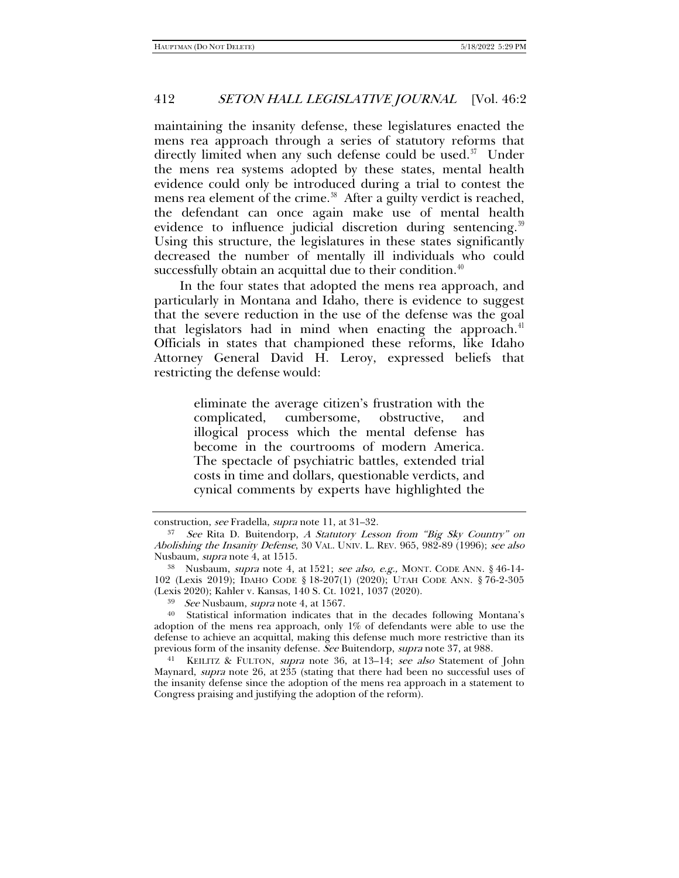maintaining the insanity defense, these legislatures enacted the mens rea approach through a series of statutory reforms that directly limited when any such defense could be used.[37] Under the mens rea systems adopted by these states, mental health evidence could only be introduced during a trial to contest the mens rea element of the crime.[38] After a guilty verdict is reached, the defendant can once again make use of mental health evidence to influence judicial discretion during sentencing.[39] Using this structure, the legislatures in these states significantly decreased the number of mentally ill individuals who could successfully obtain an acquittal due to their condition.[40]

In the four states that adopted the mens rea approach, and particularly in Montana and Idaho, there is evidence to suggest that the severe reduction in the use of the defense was the goal that legislators had in mind when enacting the approach.[41] Officials in states that championed these reforms, like Idaho Attorney General David H. Leroy, expressed beliefs that restricting the defense would:

> eliminate the average citizen's frustration with the complicated, cumbersome, obstructive, and illogical process which the mental defense has become in the courtrooms of modern America. The spectacle of psychiatric battles, extended trial costs in time and dollars, questionable verdicts, and cynical comments by experts have highlighted the

---

construction, *see* Fradella, *supra* note 11, at 31–32.

[37] *See* Rita D. Buitendorp, *A Statutory Lesson from "Big Sky Country" on Abolishing the Insanity Defense*, 30 VAL. UNIV. L. REV. 965, 982-89 (1996); *see also* Nusbaum, *supra* note 4, at 1515.

[38] Nusbaum, *supra* note 4, at 1521; *see also, e.g.,* MONT. CODE ANN. § 46-14-102 (Lexis 2019); IDAHO CODE § 18-207(1) (2020); UTAH CODE ANN. § 76-2-305 (Lexis 2020); Kahler v. Kansas, 140 S. Ct. 1021, 1037 (2020).

[39] *See* Nusbaum, *supra* note 4, at 1567.

[40] Statistical information indicates that in the decades following Montana's adoption of the mens rea approach, only 1% of defendants were able to use the defense to achieve an acquittal, making this defense much more restrictive than its previous form of the insanity defense. *See* Buitendorp, *supra* note 37, at 988.

[41] KEILITZ & FULTON, *supra* note 36, at 13–14; *see also* Statement of John Maynard, *supra* note 26, at 235 (stating that there had been no successful uses of the insanity defense since the adoption of the mens rea approach in a statement to Congress praising and justifying the adoption of the reform).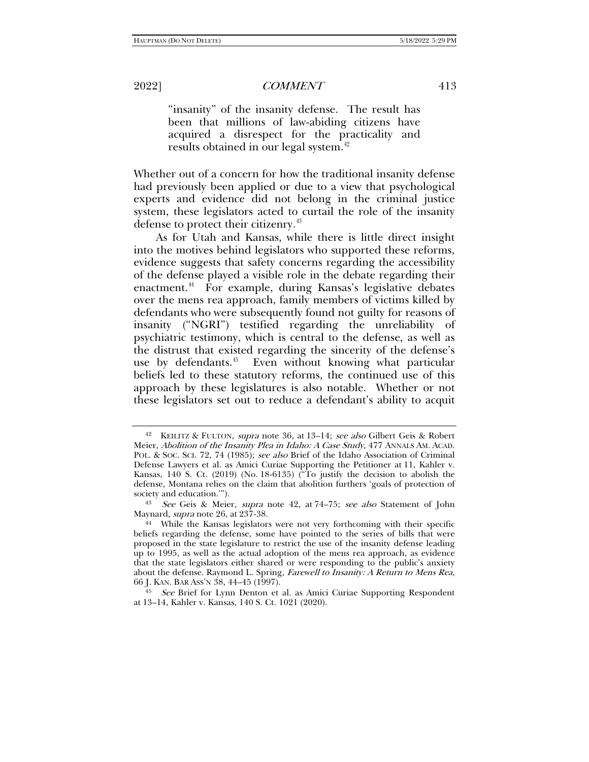> "insanity" of the insanity defense. The result has been that millions of law-abiding citizens have acquired a disrespect for the practicality and results obtained in our legal system.[42]

Whether out of a concern for how the traditional insanity defense had previously been applied or due to a view that psychological experts and evidence did not belong in the criminal justice system, these legislators acted to curtail the role of the insanity defense to protect their citizenry.[43]

As for Utah and Kansas, while there is little direct insight into the motives behind legislators who supported these reforms, evidence suggests that safety concerns regarding the accessibility of the defense played a visible role in the debate regarding their enactment.[44] For example, during Kansas's legislative debates over the mens rea approach, family members of victims killed by defendants who were subsequently found not guilty for reasons of insanity ("NGRI") testified regarding the unreliability of psychiatric testimony, which is central to the defense, as well as the distrust that existed regarding the sincerity of the defense's use by defendants.[45] Even without knowing what particular beliefs led to these statutory reforms, the continued use of this approach by these legislatures is also notable. Whether or not these legislators set out to reduce a defendant's ability to acquit

---

[42] KEILITZ & FULTON, *supra* note 36, at 13–14; *see also* Gilbert Geis & Robert Meier, *Abolition of the Insanity Plea in Idaho: A Case Study*, 477 ANNALS AM. ACAD. POL. & SOC. SCI. 72, 74 (1985); *see also* Brief of the Idaho Association of Criminal Defense Lawyers et al. as Amici Curiae Supporting the Petitioner at 11, Kahler v. Kansas, 140 S. Ct. (2019) (No. 18-6135) ("To justify the decision to abolish the defense, Montana relies on the claim that abolition furthers 'goals of protection of society and education.'").

[43] *See* Geis & Meier, *supra* note 42, at 74–75; *see also* Statement of John Maynard, *supra* note 26, at 237-38.

[44] While the Kansas legislators were not very forthcoming with their specific beliefs regarding the defense, some have pointed to the series of bills that were proposed in the state legislature to restrict the use of the insanity defense leading up to 1995, as well as the actual adoption of the mens rea approach, as evidence that the state legislators either shared or were responding to the public's anxiety about the defense. Raymond L. Spring, *Farewell to Insanity: A Return to Mens Rea*, 66 J. KAN. BAR ASS'N 38, 44–45 (1997).

[45] *See* Brief for Lynn Denton et al. as Amici Curiae Supporting Respondent at 13–14, Kahler v. Kansas, 140 S. Ct. 1021 (2020).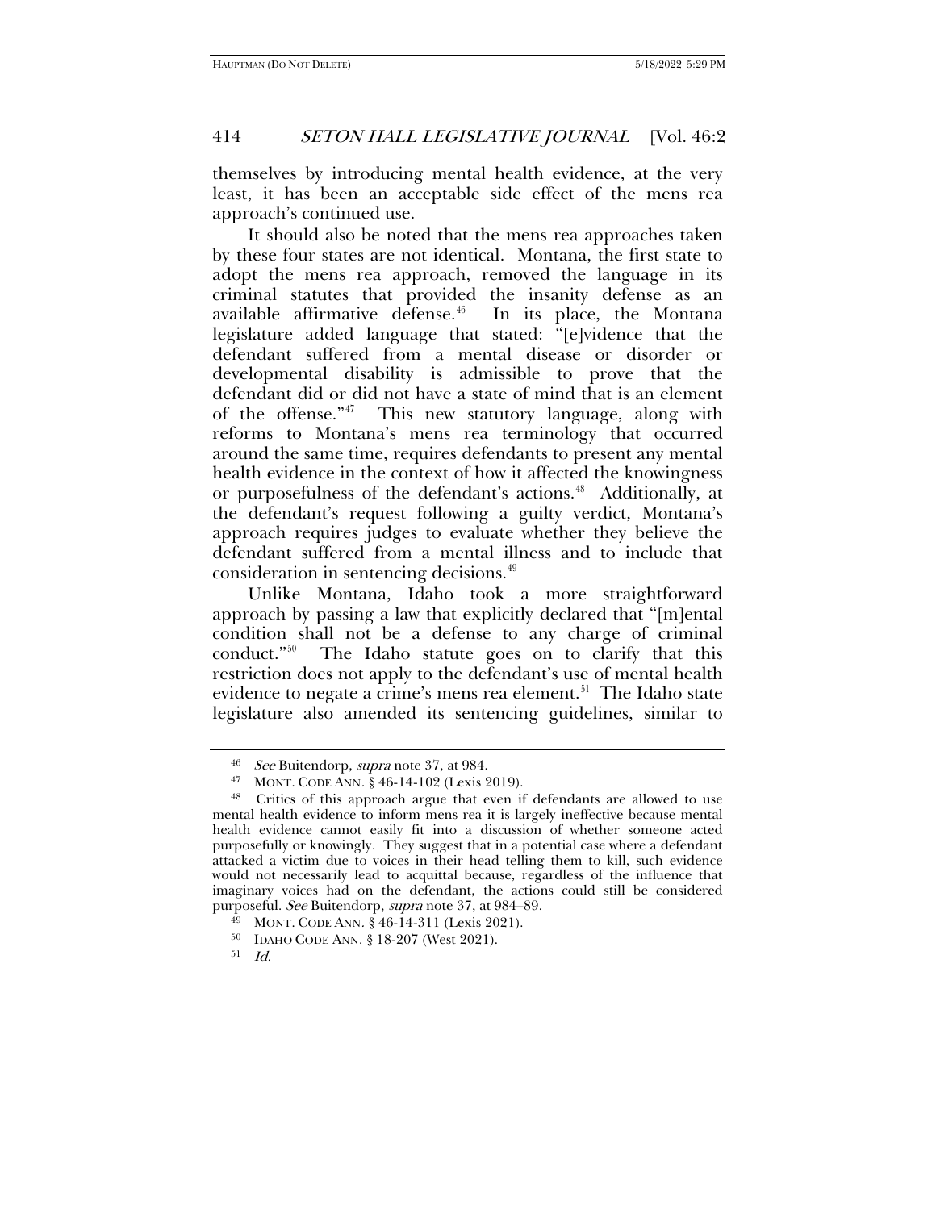themselves by introducing mental health evidence, at the very least, it has been an acceptable side effect of the mens rea approach's continued use.

It should also be noted that the mens rea approaches taken by these four states are not identical. Montana, the first state to adopt the mens rea approach, removed the language in its criminal statutes that provided the insanity defense as an available affirmative defense.[46] In its place, the Montana legislature added language that stated: "[e]vidence that the defendant suffered from a mental disease or disorder or developmental disability is admissible to prove that the defendant did or did not have a state of mind that is an element of the offense."[47] This new statutory language, along with reforms to Montana's mens rea terminology that occurred around the same time, requires defendants to present any mental health evidence in the context of how it affected the knowingness or purposefulness of the defendant's actions.[48] Additionally, at the defendant's request following a guilty verdict, Montana's approach requires judges to evaluate whether they believe the defendant suffered from a mental illness and to include that consideration in sentencing decisions.[49]

Unlike Montana, Idaho took a more straightforward approach by passing a law that explicitly declared that "[m]ental condition shall not be a defense to any charge of criminal conduct."[50] The Idaho statute goes on to clarify that this restriction does not apply to the defendant's use of mental health evidence to negate a crime's mens rea element.[51] The Idaho state legislature also amended its sentencing guidelines, similar to

---

[46] *See* Buitendorp, *supra* note 37, at 984.

[47] MONT. CODE ANN. § 46-14-102 (Lexis 2019).

[48] Critics of this approach argue that even if defendants are allowed to use mental health evidence to inform mens rea it is largely ineffective because mental health evidence cannot easily fit into a discussion of whether someone acted purposefully or knowingly. They suggest that in a potential case where a defendant attacked a victim due to voices in their head telling them to kill, such evidence would not necessarily lead to acquittal because, regardless of the influence that imaginary voices had on the defendant, the actions could still be considered purposeful. *See* Buitendorp, *supra* note 37, at 984–89.

[49] MONT. CODE ANN. § 46-14-311 (Lexis 2021).

[50] IDAHO CODE ANN. § 18-207 (West 2021).

[51] *Id.*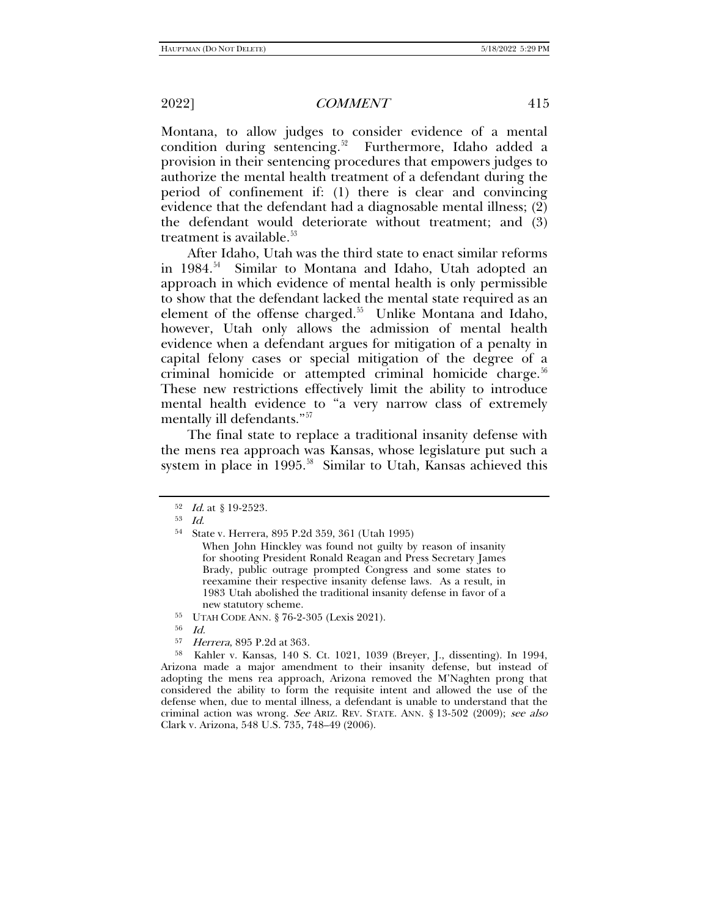Montana, to allow judges to consider evidence of a mental condition during sentencing.[52] Furthermore, Idaho added a provision in their sentencing procedures that empowers judges to authorize the mental health treatment of a defendant during the period of confinement if: (1) there is clear and convincing evidence that the defendant had a diagnosable mental illness; (2) the defendant would deteriorate without treatment; and (3) treatment is available.[53]

After Idaho, Utah was the third state to enact similar reforms in 1984.[54] Similar to Montana and Idaho, Utah adopted an approach in which evidence of mental health is only permissible to show that the defendant lacked the mental state required as an element of the offense charged.[55] Unlike Montana and Idaho, however, Utah only allows the admission of mental health evidence when a defendant argues for mitigation of a penalty in capital felony cases or special mitigation of the degree of a criminal homicide or attempted criminal homicide charge.[56] These new restrictions effectively limit the ability to introduce mental health evidence to "a very narrow class of extremely mentally ill defendants."[57]

The final state to replace a traditional insanity defense with the mens rea approach was Kansas, whose legislature put such a system in place in 1995.[58] Similar to Utah, Kansas achieved this

---

[52] *Id.* at § 19-2523.

[53] *Id.*

[54] State v. Herrera, 895 P.2d 359, 361 (Utah 1995)

> When John Hinckley was found not guilty by reason of insanity for shooting President Ronald Reagan and Press Secretary James Brady, public outrage prompted Congress and some states to reexamine their respective insanity defense laws. As a result, in 1983 Utah abolished the traditional insanity defense in favor of a new statutory scheme.

[55] UTAH CODE ANN. § 76-2-305 (Lexis 2021).

[56] *Id.*

[57] *Herrera*, 895 P.2d at 363.

[58] Kahler v. Kansas, 140 S. Ct. 1021, 1039 (Breyer, J., dissenting). In 1994, Arizona made a major amendment to their insanity defense, but instead of adopting the mens rea approach, Arizona removed the M'Naghten prong that considered the ability to form the requisite intent and allowed the use of the defense when, due to mental illness, a defendant is unable to understand that the criminal action was wrong. *See* ARIZ. REV. STATE. ANN. § 13-502 (2009); *see also* Clark v. Arizona, 548 U.S. 735, 748–49 (2006).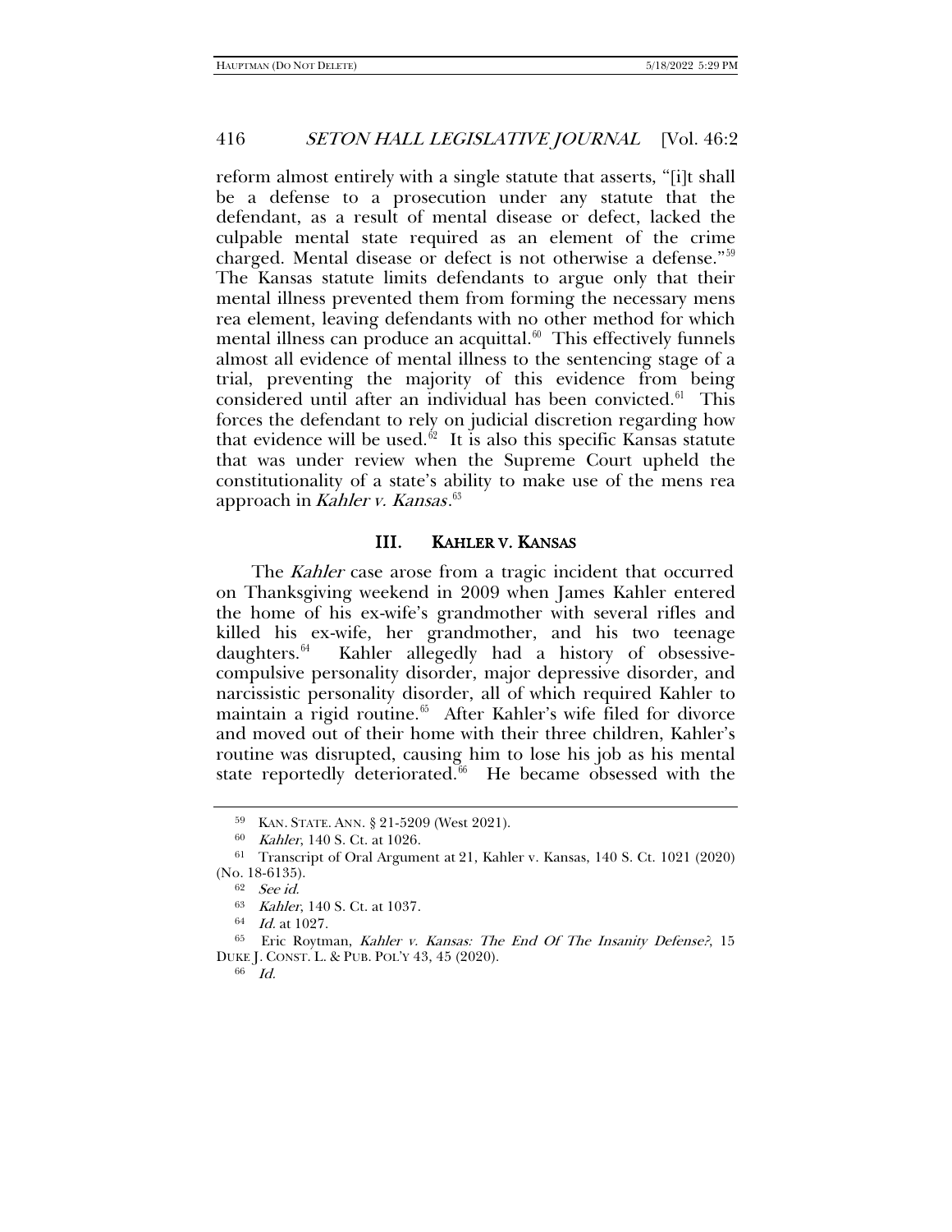reform almost entirely with a single statute that asserts, "[i]t shall be a defense to a prosecution under any statute that the defendant, as a result of mental disease or defect, lacked the culpable mental state required as an element of the crime charged. Mental disease or defect is not otherwise a defense."[59] The Kansas statute limits defendants to argue only that their mental illness prevented them from forming the necessary mens rea element, leaving defendants with no other method for which mental illness can produce an acquittal.[60] This effectively funnels almost all evidence of mental illness to the sentencing stage of a trial, preventing the majority of this evidence from being considered until after an individual has been convicted.[61] This forces the defendant to rely on judicial discretion regarding how that evidence will be used.[62] It is also this specific Kansas statute that was under review when the Supreme Court upheld the constitutionality of a state's ability to make use of the mens rea approach in *Kahler v. Kansas*.[63]

## III. KAHLER V. KANSAS

The *Kahler* case arose from a tragic incident that occurred on Thanksgiving weekend in 2009 when James Kahler entered the home of his ex-wife's grandmother with several rifles and killed his ex-wife, her grandmother, and his two teenage daughters.[64] Kahler allegedly had a history of obsessive-compulsive personality disorder, major depressive disorder, and narcissistic personality disorder, all of which required Kahler to maintain a rigid routine.[65] After Kahler's wife filed for divorce and moved out of their home with their three children, Kahler's routine was disrupted, causing him to lose his job as his mental state reportedly deteriorated.[66] He became obsessed with the

---

[59] KAN. STATE. ANN. § 21-5209 (West 2021).

[60] *Kahler*, 140 S. Ct. at 1026.

[61] Transcript of Oral Argument at 21, Kahler v. Kansas, 140 S. Ct. 1021 (2020) (No. 18-6135).

[62] *See id.*

[63] *Kahler*, 140 S. Ct. at 1037.

[64] *Id.* at 1027.

[65] Eric Roytman, *Kahler v. Kansas: The End Of The Insanity Defense?*, 15 DUKE J. CONST. L. & PUB. POL'Y 43, 45 (2020).

[66] *Id.*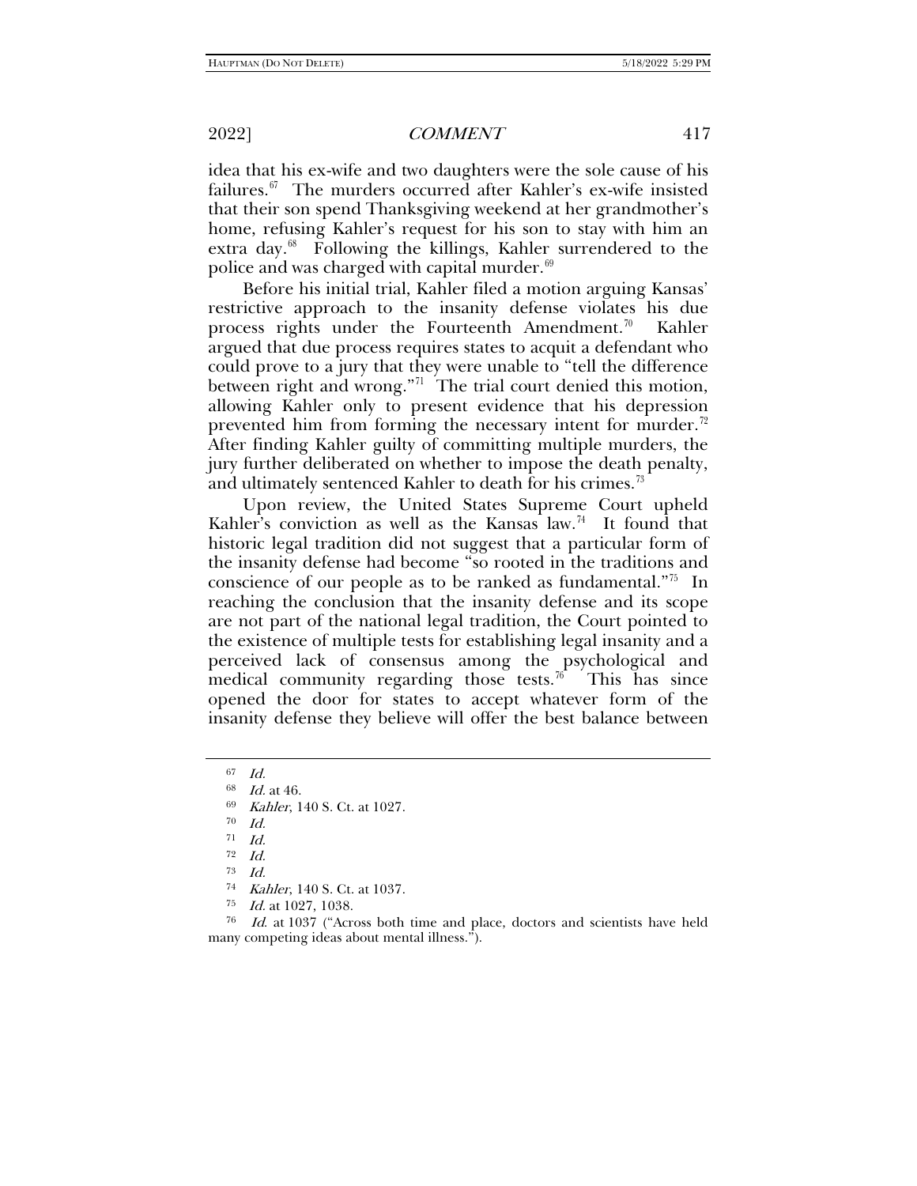idea that his ex-wife and two daughters were the sole cause of his failures.[67] The murders occurred after Kahler's ex-wife insisted that their son spend Thanksgiving weekend at her grandmother's home, refusing Kahler's request for his son to stay with him an extra day.[68] Following the killings, Kahler surrendered to the police and was charged with capital murder.[69]

Before his initial trial, Kahler filed a motion arguing Kansas' restrictive approach to the insanity defense violates his due process rights under the Fourteenth Amendment.[70] Kahler argued that due process requires states to acquit a defendant who could prove to a jury that they were unable to "tell the difference between right and wrong."[71] The trial court denied this motion, allowing Kahler only to present evidence that his depression prevented him from forming the necessary intent for murder.[72] After finding Kahler guilty of committing multiple murders, the jury further deliberated on whether to impose the death penalty, and ultimately sentenced Kahler to death for his crimes.[73]

Upon review, the United States Supreme Court upheld Kahler's conviction as well as the Kansas law.[74] It found that historic legal tradition did not suggest that a particular form of the insanity defense had become "so rooted in the traditions and conscience of our people as to be ranked as fundamental."[75] In reaching the conclusion that the insanity defense and its scope are not part of the national legal tradition, the Court pointed to the existence of multiple tests for establishing legal insanity and a perceived lack of consensus among the psychological and medical community regarding those tests.[76] This has since opened the door for states to accept whatever form of the insanity defense they believe will offer the best balance between

---

[67] *Id.*

[68] *Id.* at 46.

[69] *Kahler*, 140 S. Ct. at 1027.

[70] *Id.*

[71] *Id.*

[72] *Id.*

[73] *Id.*

[74] *Kahler*, 140 S. Ct. at 1037.

[75] *Id.* at 1027, 1038.

[76] *Id.* at 1037 ("Across both time and place, doctors and scientists have held many competing ideas about mental illness.").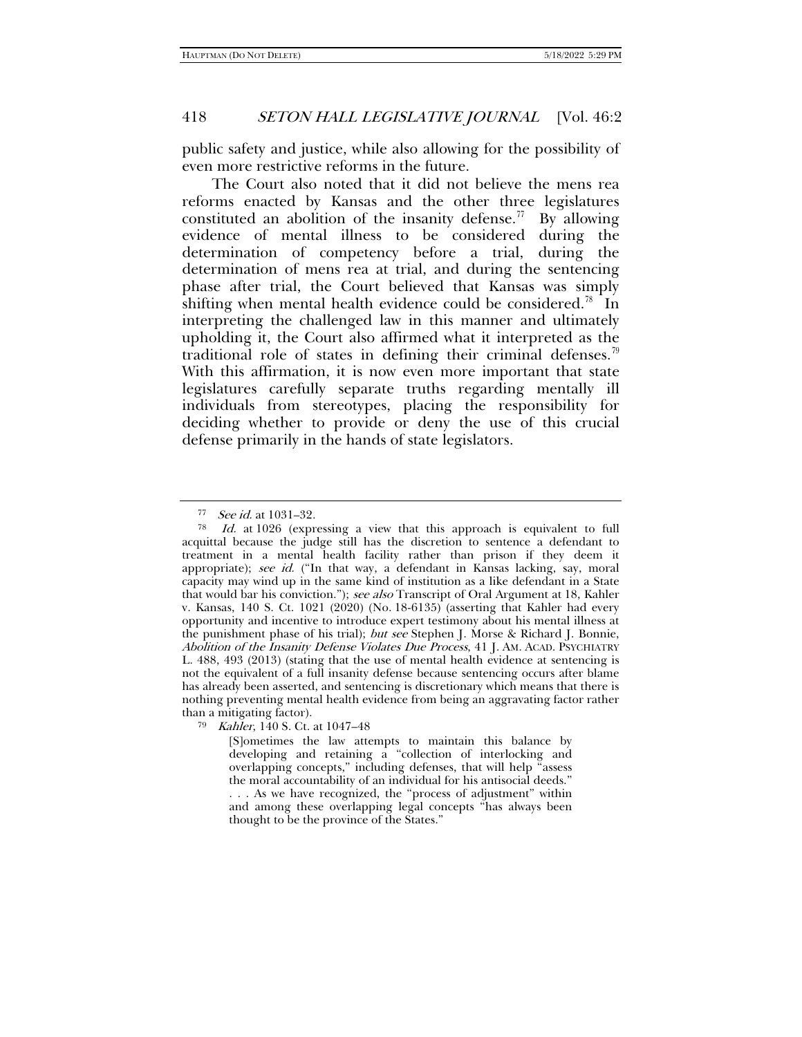public safety and justice, while also allowing for the possibility of even more restrictive reforms in the future.

The Court also noted that it did not believe the mens rea reforms enacted by Kansas and the other three legislatures constituted an abolition of the insanity defense.[77] By allowing evidence of mental illness to be considered during the determination of competency before a trial, during the determination of mens rea at trial, and during the sentencing phase after trial, the Court believed that Kansas was simply shifting when mental health evidence could be considered.[78] In interpreting the challenged law in this manner and ultimately upholding it, the Court also affirmed what it interpreted as the traditional role of states in defining their criminal defenses.[79] With this affirmation, it is now even more important that state legislatures carefully separate truths regarding mentally ill individuals from stereotypes, placing the responsibility for deciding whether to provide or deny the use of this crucial defense primarily in the hands of state legislators.

---

[77] *See id.* at 1031–32.

[78] *Id.* at 1026 (expressing a view that this approach is equivalent to full acquittal because the judge still has the discretion to sentence a defendant to treatment in a mental health facility rather than prison if they deem it appropriate); *see id.* ("In that way, a defendant in Kansas lacking, say, moral capacity may wind up in the same kind of institution as a like defendant in a State that would bar his conviction."); *see also* Transcript of Oral Argument at 18, Kahler v. Kansas, 140 S. Ct. 1021 (2020) (No. 18-6135) (asserting that Kahler had every opportunity and incentive to introduce expert testimony about his mental illness at the punishment phase of his trial); *but see* Stephen J. Morse & Richard J. Bonnie, *Abolition of the Insanity Defense Violates Due Process*, 41 J. AM. ACAD. PSYCHIATRY L. 488, 493 (2013) (stating that the use of mental health evidence at sentencing is not the equivalent of a full insanity defense because sentencing occurs after blame has already been asserted, and sentencing is discretionary which means that there is nothing preventing mental health evidence from being an aggravating factor rather than a mitigating factor).

[79] *Kahler*, 140 S. Ct. at 1047–48

> [S]ometimes the law attempts to maintain this balance by developing and retaining a "collection of interlocking and overlapping concepts," including defenses, that will help "assess the moral accountability of an individual for his antisocial deeds." . . . As we have recognized, the "process of adjustment" within and among these overlapping legal concepts "has always been thought to be the province of the States."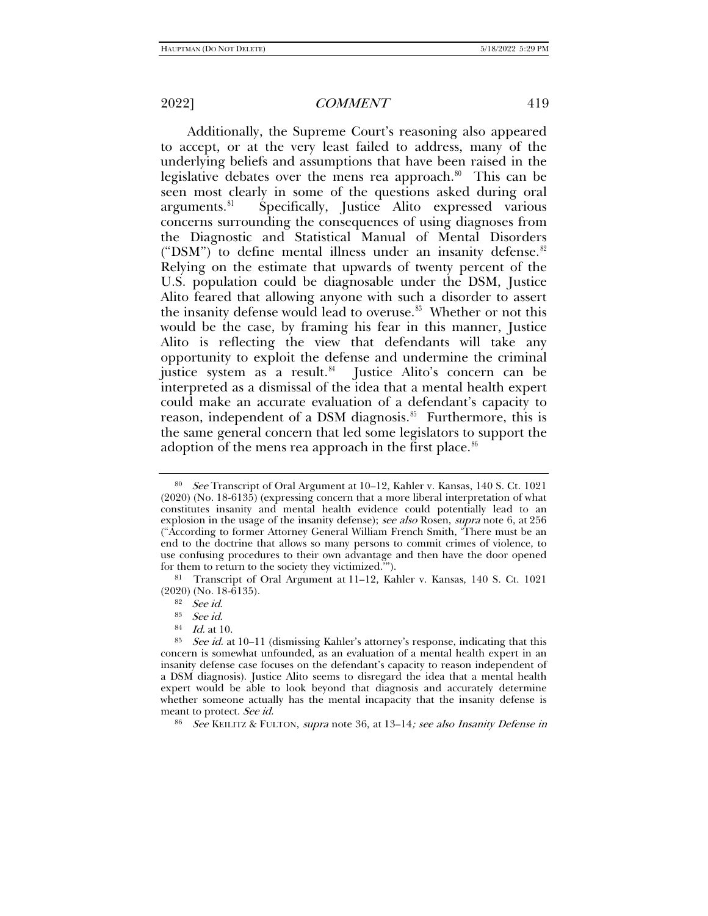Additionally, the Supreme Court's reasoning also appeared to accept, or at the very least failed to address, many of the underlying beliefs and assumptions that have been raised in the legislative debates over the mens rea approach.[80] This can be seen most clearly in some of the questions asked during oral arguments.[81] Specifically, Justice Alito expressed various concerns surrounding the consequences of using diagnoses from the Diagnostic and Statistical Manual of Mental Disorders ("DSM") to define mental illness under an insanity defense.[82] Relying on the estimate that upwards of twenty percent of the U.S. population could be diagnosable under the DSM, Justice Alito feared that allowing anyone with such a disorder to assert the insanity defense would lead to overuse.[83] Whether or not this would be the case, by framing his fear in this manner, Justice Alito is reflecting the view that defendants will take any opportunity to exploit the defense and undermine the criminal justice system as a result.[84] Justice Alito's concern can be interpreted as a dismissal of the idea that a mental health expert could make an accurate evaluation of a defendant's capacity to reason, independent of a DSM diagnosis.[85] Furthermore, this is the same general concern that led some legislators to support the adoption of the mens rea approach in the first place.[86]

---

[80] *See* Transcript of Oral Argument at 10–12, Kahler v. Kansas, 140 S. Ct. 1021 (2020) (No. 18-6135) (expressing concern that a more liberal interpretation of what constitutes insanity and mental health evidence could potentially lead to an explosion in the usage of the insanity defense); *see also* Rosen, *supra* note 6, at 256 ("According to former Attorney General William French Smith, 'There must be an end to the doctrine that allows so many persons to commit crimes of violence, to use confusing procedures to their own advantage and then have the door opened for them to return to the society they victimized.'").

[81] Transcript of Oral Argument at 11–12, Kahler v. Kansas, 140 S. Ct. 1021 (2020) (No. 18-6135).

[82] *See id.*

[83] *See id.*

[84] *Id.* at 10.

[85] *See id.* at 10–11 (dismissing Kahler's attorney's response, indicating that this concern is somewhat unfounded, as an evaluation of a mental health expert in an insanity defense case focuses on the defendant's capacity to reason independent of a DSM diagnosis). Justice Alito seems to disregard the idea that a mental health expert would be able to look beyond that diagnosis and accurately determine whether someone actually has the mental incapacity that the insanity defense is meant to protect. *See id.*

[86] *See* KEILITZ & FULTON, *supra* note 36, at 13–14; *see also Insanity Defense in*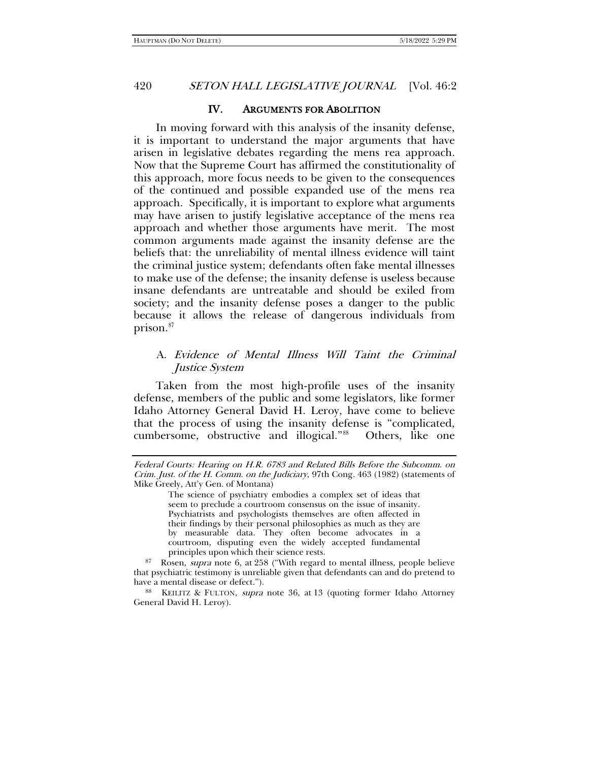## IV. ARGUMENTS FOR ABOLITION

In moving forward with this analysis of the insanity defense, it is important to understand the major arguments that have arisen in legislative debates regarding the mens rea approach. Now that the Supreme Court has affirmed the constitutionality of this approach, more focus needs to be given to the consequences of the continued and possible expanded use of the mens rea approach. Specifically, it is important to explore what arguments may have arisen to justify legislative acceptance of the mens rea approach and whether those arguments have merit. The most common arguments made against the insanity defense are the beliefs that: the unreliability of mental illness evidence will taint the criminal justice system; defendants often fake mental illnesses to make use of the defense; the insanity defense is useless because insane defendants are untreatable and should be exiled from society; and the insanity defense poses a danger to the public because it allows the release of dangerous individuals from prison.[87]

### A. *Evidence of Mental Illness Will Taint the Criminal Justice System*

Taken from the most high-profile uses of the insanity defense, members of the public and some legislators, like former Idaho Attorney General David H. Leroy, have come to believe that the process of using the insanity defense is "complicated, cumbersome, obstructive and illogical."[88] Others, like one

---

*Federal Courts: Hearing on H.R. 6783 and Related Bills Before the Subcomm. on Crim. Just. of the H. Comm. on the Judiciary*, 97th Cong. 463 (1982) (statements of Mike Greely, Att'y Gen. of Montana)

> The science of psychiatry embodies a complex set of ideas that seem to preclude a courtroom consensus on the issue of insanity. Psychiatrists and psychologists themselves are often affected in their findings by their personal philosophies as much as they are by measurable data. They often become advocates in a courtroom, disputing even the widely accepted fundamental principles upon which their science rests.

[87] Rosen, *supra* note 6, at 258 ("With regard to mental illness, people believe that psychiatric testimony is unreliable given that defendants can and do pretend to have a mental disease or defect.").

[88] KEILITZ & FULTON, *supra* note 36, at 13 (quoting former Idaho Attorney General David H. Leroy).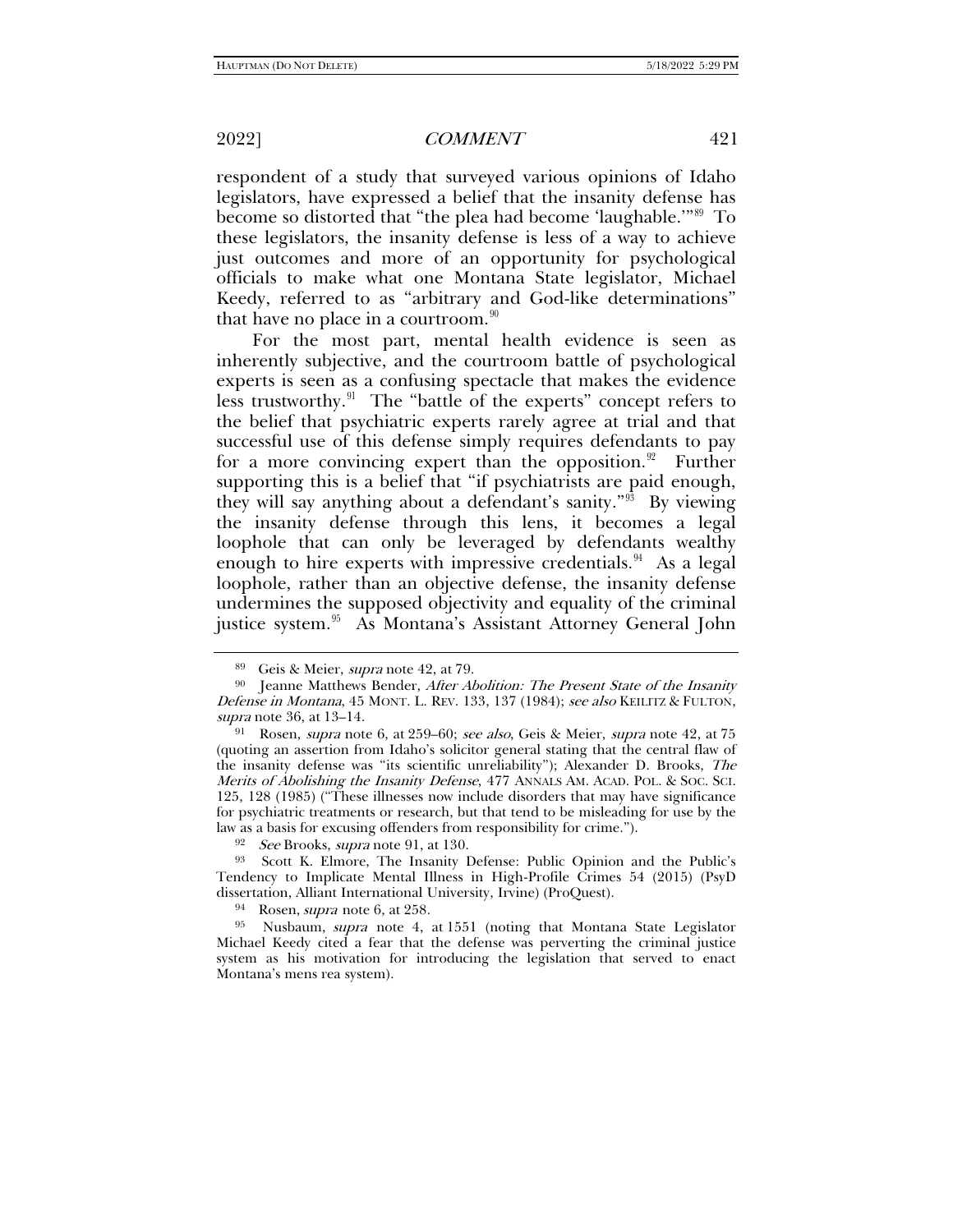respondent of a study that surveyed various opinions of Idaho legislators, have expressed a belief that the insanity defense has become so distorted that "the plea had become 'laughable.'"[89] To these legislators, the insanity defense is less of a way to achieve just outcomes and more of an opportunity for psychological officials to make what one Montana State legislator, Michael Keedy, referred to as "arbitrary and God-like determinations" that have no place in a courtroom.[90]

For the most part, mental health evidence is seen as inherently subjective, and the courtroom battle of psychological experts is seen as a confusing spectacle that makes the evidence less trustworthy.[91] The "battle of the experts" concept refers to the belief that psychiatric experts rarely agree at trial and that successful use of this defense simply requires defendants to pay for a more convincing expert than the opposition.[92] Further supporting this is a belief that "if psychiatrists are paid enough, they will say anything about a defendant's sanity."[93] By viewing the insanity defense through this lens, it becomes a legal loophole that can only be leveraged by defendants wealthy enough to hire experts with impressive credentials.[94] As a legal loophole, rather than an objective defense, the insanity defense undermines the supposed objectivity and equality of the criminal justice system.[95] As Montana's Assistant Attorney General John

---

[89] Geis & Meier, *supra* note 42, at 79.

[90] Jeanne Matthews Bender, *After Abolition: The Present State of the Insanity Defense in Montana*, 45 MONT. L. REV. 133, 137 (1984); *see also* KEILITZ & FULTON, *supra* note 36, at 13–14.

[91] Rosen, *supra* note 6, at 259–60; *see also*, Geis & Meier, *supra* note 42, at 75 (quoting an assertion from Idaho's solicitor general stating that the central flaw of the insanity defense was "its scientific unreliability"); Alexander D. Brooks, *The Merits of Abolishing the Insanity Defense*, 477 ANNALS AM. ACAD. POL. & SOC. SCI. 125, 128 (1985) ("These illnesses now include disorders that may have significance for psychiatric treatments or research, but that tend to be misleading for use by the law as a basis for excusing offenders from responsibility for crime.").

[92] *See* Brooks, *supra* note 91, at 130.

[93] Scott K. Elmore, The Insanity Defense: Public Opinion and the Public's Tendency to Implicate Mental Illness in High-Profile Crimes 54 (2015) (PsyD dissertation, Alliant International University, Irvine) (ProQuest).

[94] Rosen, *supra* note 6, at 258.

[95] Nusbaum, *supra* note 4, at 1551 (noting that Montana State Legislator Michael Keedy cited a fear that the defense was perverting the criminal justice system as his motivation for introducing the legislation that served to enact Montana's mens rea system).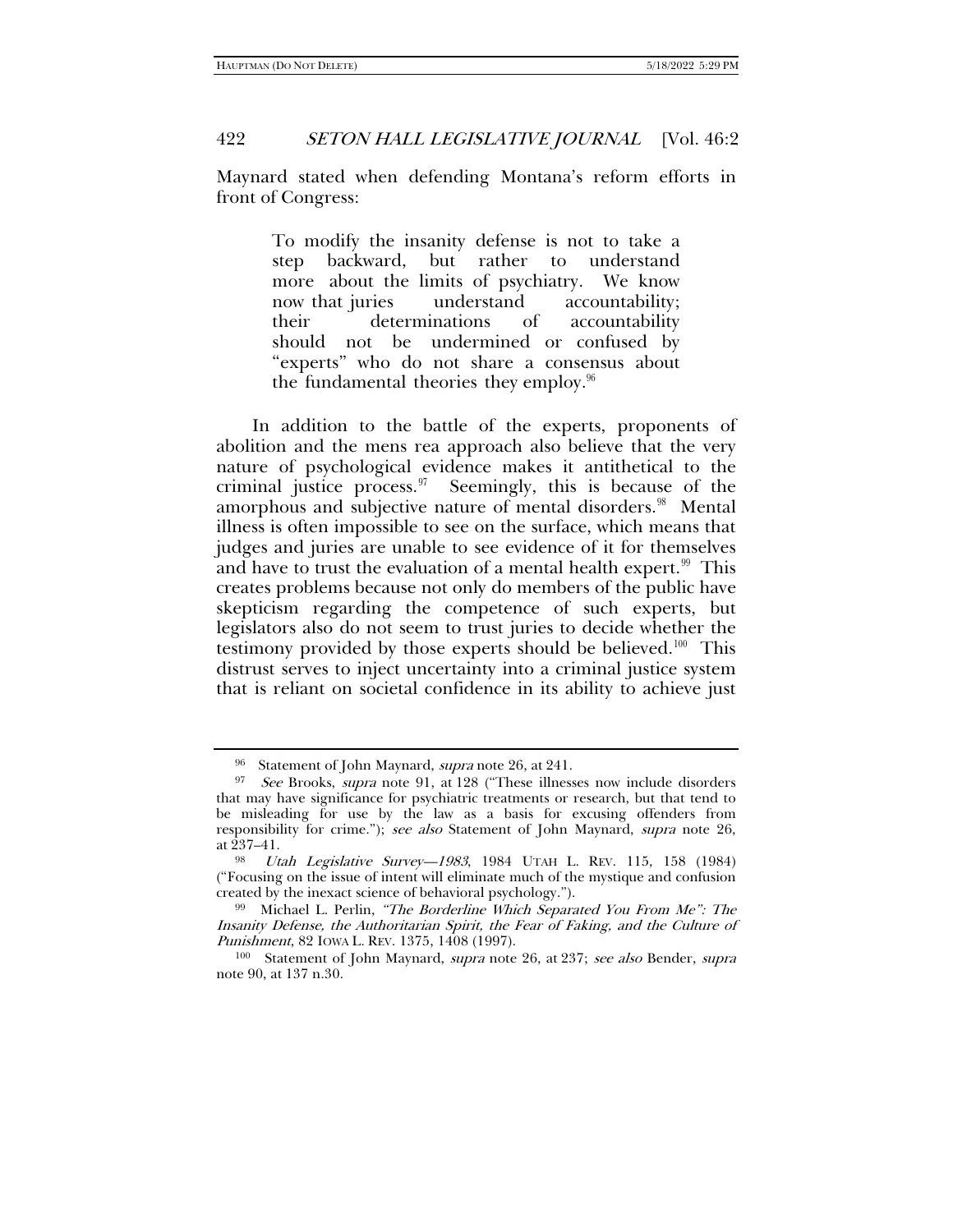Maynard stated when defending Montana's reform efforts in front of Congress:

> To modify the insanity defense is not to take a step backward, but rather to understand more about the limits of psychiatry. We know now that juries understand accountability; their determinations of accountability should not be undermined or confused by "experts" who do not share a consensus about the fundamental theories they employ.[96]

In addition to the battle of the experts, proponents of abolition and the mens rea approach also believe that the very nature of psychological evidence makes it antithetical to the criminal justice process.[97] Seemingly, this is because of the amorphous and subjective nature of mental disorders.[98] Mental illness is often impossible to see on the surface, which means that judges and juries are unable to see evidence of it for themselves and have to trust the evaluation of a mental health expert.[99] This creates problems because not only do members of the public have skepticism regarding the competence of such experts, but legislators also do not seem to trust juries to decide whether the testimony provided by those experts should be believed.[100] This distrust serves to inject uncertainty into a criminal justice system that is reliant on societal confidence in its ability to achieve just

---

[96] Statement of John Maynard, *supra* note 26, at 241.

[97] *See* Brooks, *supra* note 91, at 128 ("These illnesses now include disorders that may have significance for psychiatric treatments or research, but that tend to be misleading for use by the law as a basis for excusing offenders from responsibility for crime."); *see also* Statement of John Maynard, *supra* note 26, at 237–41.

[98] *Utah Legislative Survey—1983*, 1984 UTAH L. REV. 115, 158 (1984) ("Focusing on the issue of intent will eliminate much of the mystique and confusion created by the inexact science of behavioral psychology.").

[99] Michael L. Perlin, *"The Borderline Which Separated You From Me": The Insanity Defense, the Authoritarian Spirit, the Fear of Faking, and the Culture of Punishment*, 82 IOWA L. REV. 1375, 1408 (1997).

[100] Statement of John Maynard, *supra* note 26, at 237; *see also* Bender, *supra* note 90, at 137 n.30.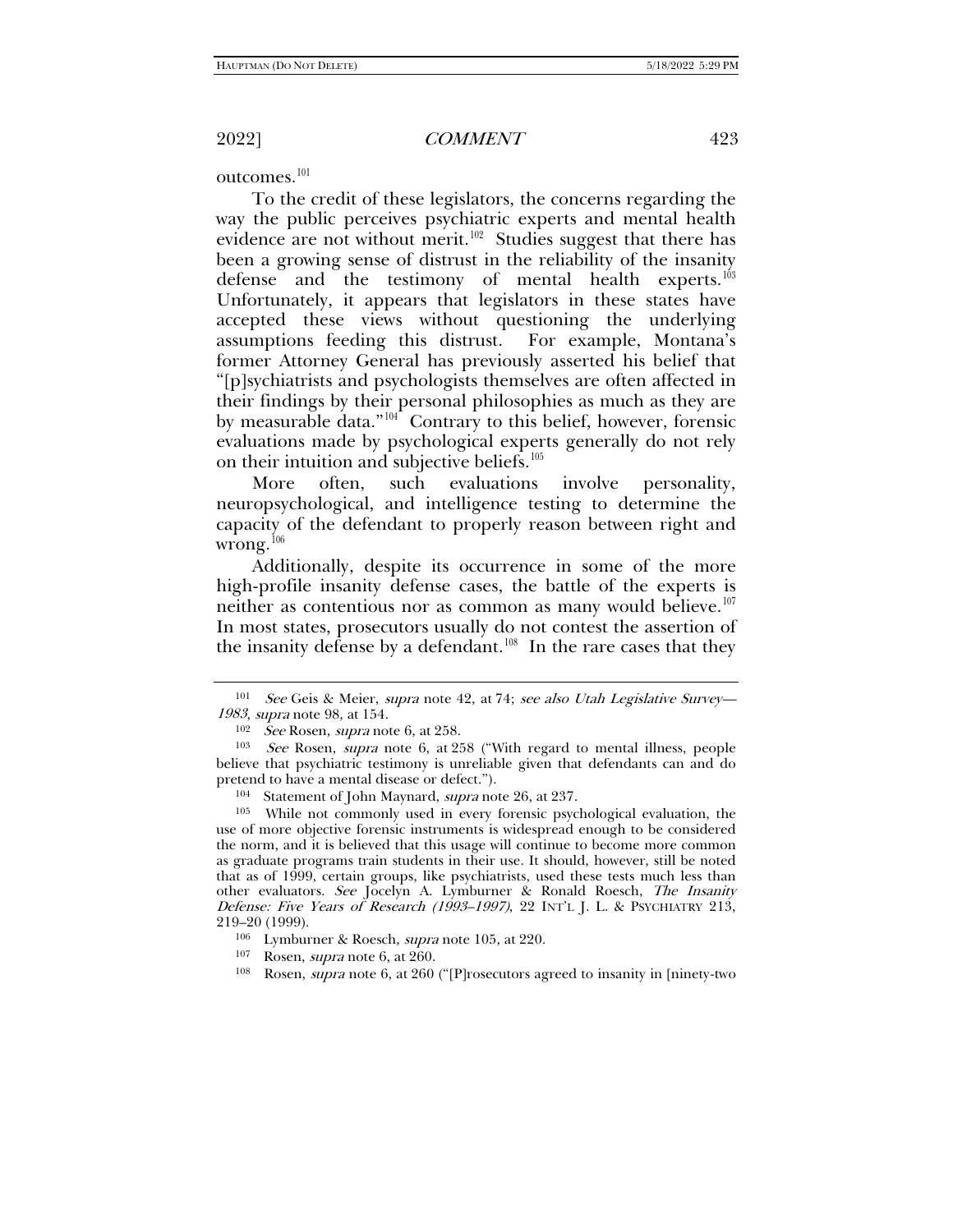outcomes.[101]

To the credit of these legislators, the concerns regarding the way the public perceives psychiatric experts and mental health evidence are not without merit.[102] Studies suggest that there has been a growing sense of distrust in the reliability of the insanity defense and the testimony of mental health experts.[103] Unfortunately, it appears that legislators in these states have accepted these views without questioning the underlying assumptions feeding this distrust. For example, Montana's former Attorney General has previously asserted his belief that "[p]sychiatrists and psychologists themselves are often affected in their findings by their personal philosophies as much as they are by measurable data."[104] Contrary to this belief, however, forensic evaluations made by psychological experts generally do not rely on their intuition and subjective beliefs.[105]

More often, such evaluations involve personality, neuropsychological, and intelligence testing to determine the capacity of the defendant to properly reason between right and wrong.[106]

Additionally, despite its occurrence in some of the more high-profile insanity defense cases, the battle of the experts is neither as contentious nor as common as many would believe.[107] In most states, prosecutors usually do not contest the assertion of the insanity defense by a defendant.[108] In the rare cases that they

---

[101] *See* Geis & Meier, *supra* note 42, at 74; *see also Utah Legislative Survey—1983*, *supra* note 98, at 154.

[102] *See* Rosen, *supra* note 6, at 258.

[103] *See* Rosen, *supra* note 6, at 258 ("With regard to mental illness, people believe that psychiatric testimony is unreliable given that defendants can and do pretend to have a mental disease or defect.").

[104] Statement of John Maynard, *supra* note 26, at 237.

[105] While not commonly used in every forensic psychological evaluation, the use of more objective forensic instruments is widespread enough to be considered the norm, and it is believed that this usage will continue to become more common as graduate programs train students in their use. It should, however, still be noted that as of 1999, certain groups, like psychiatrists, used these tests much less than other evaluators. *See* Jocelyn A. Lymburner & Ronald Roesch, *The Insanity Defense: Five Years of Research (1993–1997)*, 22 INT'L J. L. & PSYCHIATRY 213, 219–20 (1999).

[106] Lymburner & Roesch, *supra* note 105, at 220.

[107] Rosen, *supra* note 6, at 260.

[108] Rosen, *supra* note 6, at 260 ("[P]rosecutors agreed to insanity in [ninety-two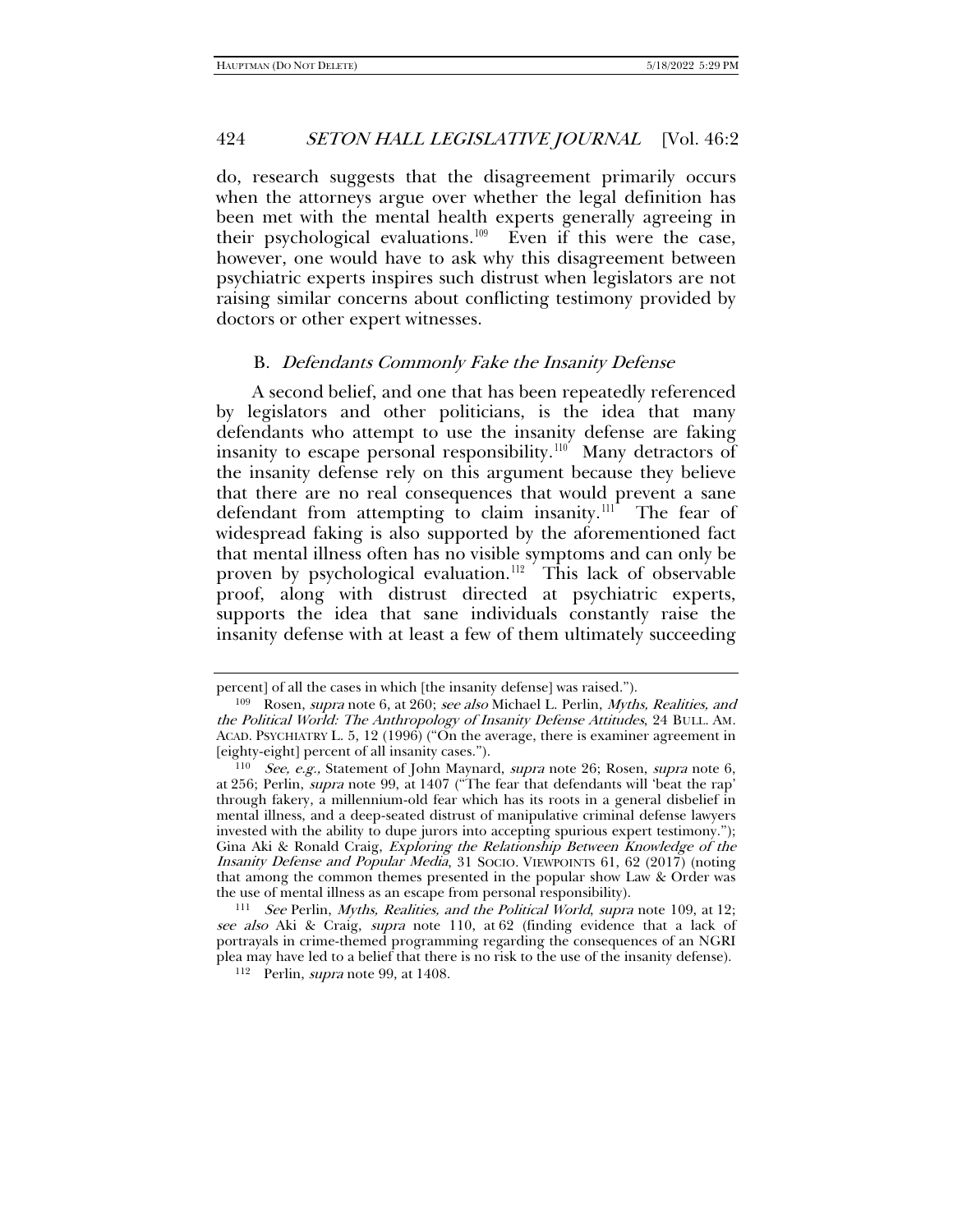do, research suggests that the disagreement primarily occurs when the attorneys argue over whether the legal definition has been met with the mental health experts generally agreeing in their psychological evaluations.[109] Even if this were the case, however, one would have to ask why this disagreement between psychiatric experts inspires such distrust when legislators are not raising similar concerns about conflicting testimony provided by doctors or other expert witnesses.

### B. *Defendants Commonly Fake the Insanity Defense*

A second belief, and one that has been repeatedly referenced by legislators and other politicians, is the idea that many defendants who attempt to use the insanity defense are faking insanity to escape personal responsibility.[110] Many detractors of the insanity defense rely on this argument because they believe that there are no real consequences that would prevent a sane defendant from attempting to claim insanity.[111] The fear of widespread faking is also supported by the aforementioned fact that mental illness often has no visible symptoms and can only be proven by psychological evaluation.[112] This lack of observable proof, along with distrust directed at psychiatric experts, supports the idea that sane individuals constantly raise the insanity defense with at least a few of them ultimately succeeding

---

percent] of all the cases in which [the insanity defense] was raised.").

[109] Rosen, *supra* note 6, at 260; *see also* Michael L. Perlin, *Myths, Realities, and the Political World: The Anthropology of Insanity Defense Attitudes*, 24 BULL. AM. ACAD. PSYCHIATRY L. 5, 12 (1996) ("On the average, there is examiner agreement in [eighty-eight] percent of all insanity cases.").

[110] *See, e.g.*, Statement of John Maynard, *supra* note 26; Rosen, *supra* note 6, at 256; Perlin, *supra* note 99, at 1407 ("The fear that defendants will 'beat the rap' through fakery, a millennium-old fear which has its roots in a general disbelief in mental illness, and a deep-seated distrust of manipulative criminal defense lawyers invested with the ability to dupe jurors into accepting spurious expert testimony."); Gina Aki & Ronald Craig, *Exploring the Relationship Between Knowledge of the Insanity Defense and Popular Media*, 31 SOCIO. VIEWPOINTS 61, 62 (2017) (noting that among the common themes presented in the popular show Law & Order was the use of mental illness as an escape from personal responsibility).

[111] *See* Perlin, *Myths, Realities, and the Political World*, *supra* note 109, at 12; *see also* Aki & Craig, *supra* note 110, at 62 (finding evidence that a lack of portrayals in crime-themed programming regarding the consequences of an NGRI plea may have led to a belief that there is no risk to the use of the insanity defense).

[112] Perlin, *supra* note 99, at 1408.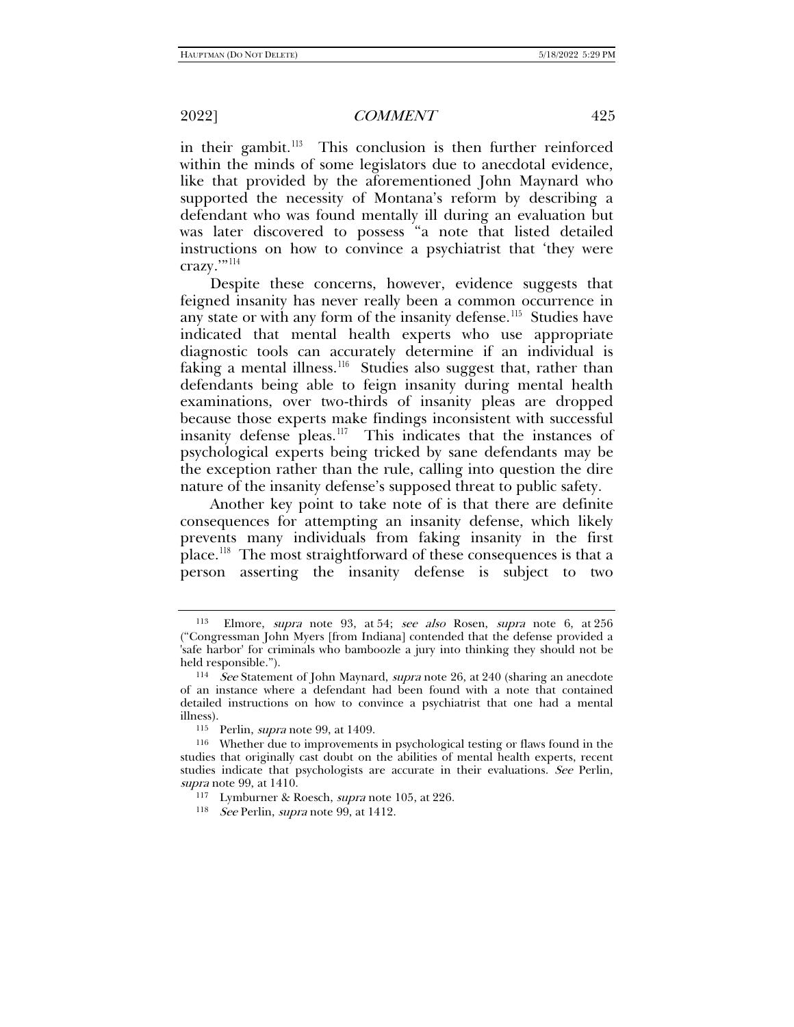in their gambit.[113] This conclusion is then further reinforced within the minds of some legislators due to anecdotal evidence, like that provided by the aforementioned John Maynard who supported the necessity of Montana's reform by describing a defendant who was found mentally ill during an evaluation but was later discovered to possess "a note that listed detailed instructions on how to convince a psychiatrist that 'they were crazy.'"[114]

Despite these concerns, however, evidence suggests that feigned insanity has never really been a common occurrence in any state or with any form of the insanity defense.[115] Studies have indicated that mental health experts who use appropriate diagnostic tools can accurately determine if an individual is faking a mental illness.[116] Studies also suggest that, rather than defendants being able to feign insanity during mental health examinations, over two-thirds of insanity pleas are dropped because those experts make findings inconsistent with successful insanity defense pleas.[117] This indicates that the instances of psychological experts being tricked by sane defendants may be the exception rather than the rule, calling into question the dire nature of the insanity defense's supposed threat to public safety.

Another key point to take note of is that there are definite consequences for attempting an insanity defense, which likely prevents many individuals from faking insanity in the first place.[118] The most straightforward of these consequences is that a person asserting the insanity defense is subject to two

---

[113] Elmore, *supra* note 93, at 54; *see also* Rosen, *supra* note 6, at 256 ("Congressman John Myers [from Indiana] contended that the defense provided a 'safe harbor' for criminals who bamboozle a jury into thinking they should not be held responsible.").

[114] *See* Statement of John Maynard, *supra* note 26, at 240 (sharing an anecdote of an instance where a defendant had been found with a note that contained detailed instructions on how to convince a psychiatrist that one had a mental illness).

[115] Perlin, *supra* note 99, at 1409.

[116] Whether due to improvements in psychological testing or flaws found in the studies that originally cast doubt on the abilities of mental health experts, recent studies indicate that psychologists are accurate in their evaluations. *See* Perlin, *supra* note 99, at 1410.

[117] Lymburner & Roesch, *supra* note 105, at 226.

[118] *See* Perlin, *supra* note 99, at 1412.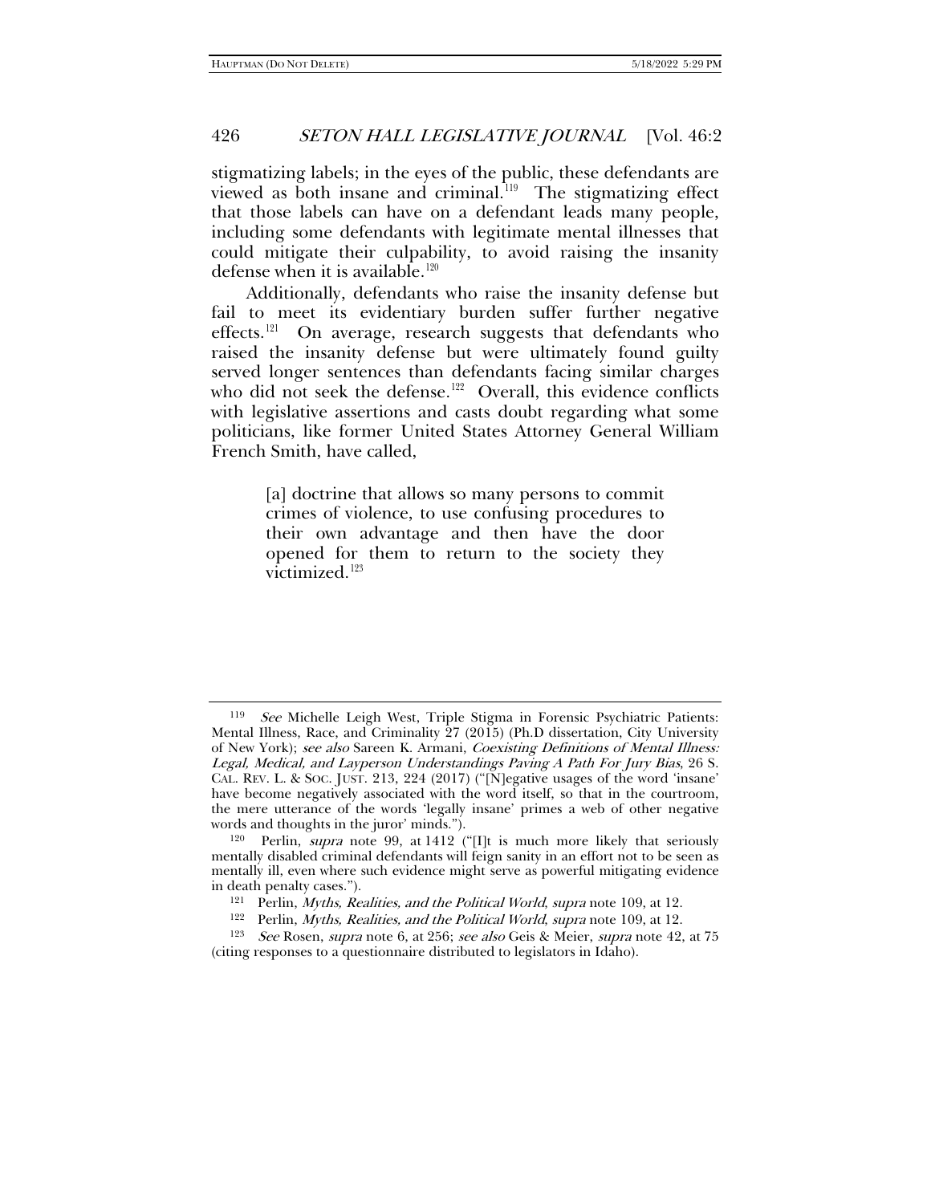stigmatizing labels; in the eyes of the public, these defendants are viewed as both insane and criminal.[119] The stigmatizing effect that those labels can have on a defendant leads many people, including some defendants with legitimate mental illnesses that could mitigate their culpability, to avoid raising the insanity defense when it is available.[120]

Additionally, defendants who raise the insanity defense but fail to meet its evidentiary burden suffer further negative effects.[121] On average, research suggests that defendants who raised the insanity defense but were ultimately found guilty served longer sentences than defendants facing similar charges who did not seek the defense.[122] Overall, this evidence conflicts with legislative assertions and casts doubt regarding what some politicians, like former United States Attorney General William French Smith, have called,

> [a] doctrine that allows so many persons to commit crimes of violence, to use confusing procedures to their own advantage and then have the door opened for them to return to the society they victimized.[123]

---

[119] *See* Michelle Leigh West, Triple Stigma in Forensic Psychiatric Patients: Mental Illness, Race, and Criminality 27 (2015) (Ph.D dissertation, City University of New York); *see also* Sareen K. Armani, *Coexisting Definitions of Mental Illness: Legal, Medical, and Layperson Understandings Paving A Path For Jury Bias*, 26 S. CAL. REV. L. & SOC. JUST. 213, 224 (2017) ("[N]egative usages of the word 'insane' have become negatively associated with the word itself, so that in the courtroom, the mere utterance of the words 'legally insane' primes a web of other negative words and thoughts in the juror' minds.").

[120] Perlin, *supra* note 99, at 1412 ("[I]t is much more likely that seriously mentally disabled criminal defendants will feign sanity in an effort not to be seen as mentally ill, even where such evidence might serve as powerful mitigating evidence in death penalty cases.").

[121] Perlin, *Myths, Realities, and the Political World*, *supra* note 109, at 12.

[122] Perlin, *Myths, Realities, and the Political World*, *supra* note 109, at 12.

[123] *See* Rosen, *supra* note 6, at 256; *see also* Geis & Meier, *supra* note 42, at 75 (citing responses to a questionnaire distributed to legislators in Idaho).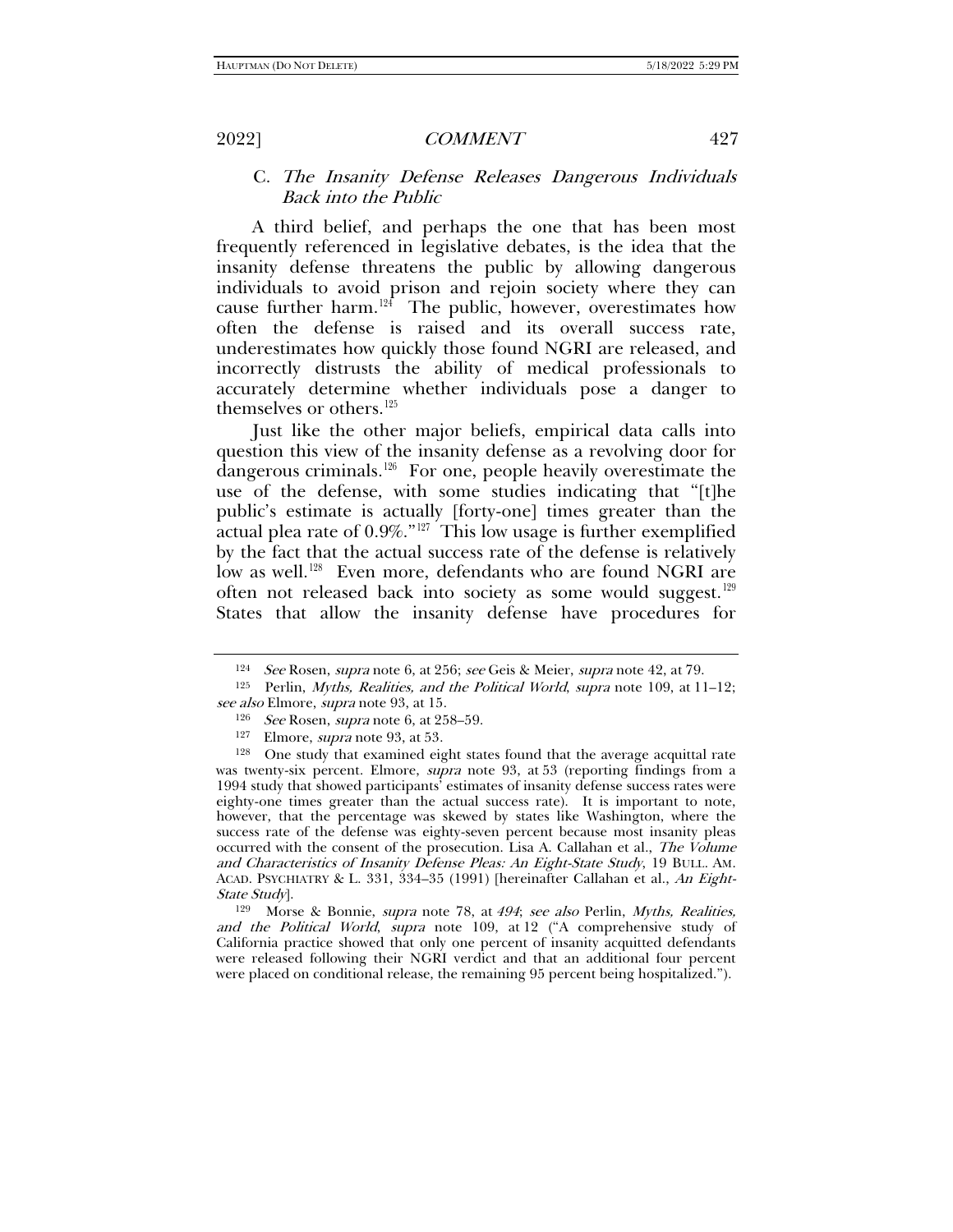### C. *The Insanity Defense Releases Dangerous Individuals Back into the Public*

A third belief, and perhaps the one that has been most frequently referenced in legislative debates, is the idea that the insanity defense threatens the public by allowing dangerous individuals to avoid prison and rejoin society where they can cause further harm.[124] The public, however, overestimates how often the defense is raised and its overall success rate, underestimates how quickly those found NGRI are released, and incorrectly distrusts the ability of medical professionals to accurately determine whether individuals pose a danger to themselves or others.[125]

Just like the other major beliefs, empirical data calls into question this view of the insanity defense as a revolving door for dangerous criminals.[126] For one, people heavily overestimate the use of the defense, with some studies indicating that "[t]he public's estimate is actually [forty-one] times greater than the actual plea rate of 0.9%."[127] This low usage is further exemplified by the fact that the actual success rate of the defense is relatively low as well.[128] Even more, defendants who are found NGRI are often not released back into society as some would suggest.[129] States that allow the insanity defense have procedures for

---

[124] *See* Rosen, *supra* note 6, at 256; *see* Geis & Meier, *supra* note 42, at 79.

[125] Perlin, *Myths, Realities, and the Political World*, *supra* note 109, at 11–12; *see also* Elmore, *supra* note 93, at 15.

[126] *See* Rosen, *supra* note 6, at 258–59.

[127] Elmore, *supra* note 93, at 53.

[128] One study that examined eight states found that the average acquittal rate was twenty-six percent. Elmore, *supra* note 93, at 53 (reporting findings from a 1994 study that showed participants' estimates of insanity defense success rates were eighty-one times greater than the actual success rate). It is important to note, however, that the percentage was skewed by states like Washington, where the success rate of the defense was eighty-seven percent because most insanity pleas occurred with the consent of the prosecution. Lisa A. Callahan et al., *The Volume and Characteristics of Insanity Defense Pleas: An Eight-State Study*, 19 BULL. AM. ACAD. PSYCHIATRY & L. 331, 334–35 (1991) [hereinafter Callahan et al., *An Eight-State Study*].

[129] Morse & Bonnie, *supra* note 78, at *494*; *see also* Perlin, *Myths, Realities, and the Political World*, *supra* note 109, at 12 ("A comprehensive study of California practice showed that only one percent of insanity acquitted defendants were released following their NGRI verdict and that an additional four percent were placed on conditional release, the remaining 95 percent being hospitalized.").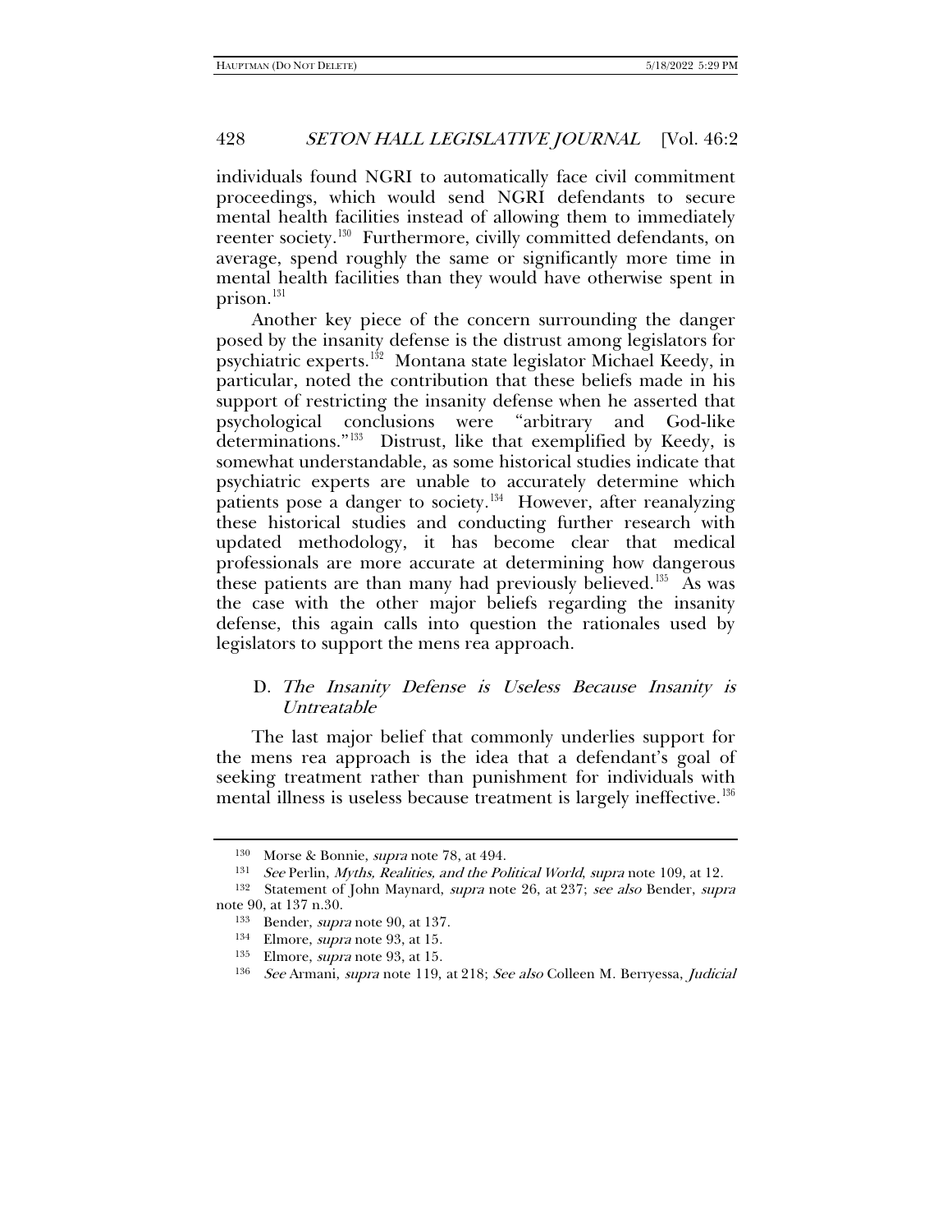individuals found NGRI to automatically face civil commitment proceedings, which would send NGRI defendants to secure mental health facilities instead of allowing them to immediately reenter society.[130] Furthermore, civilly committed defendants, on average, spend roughly the same or significantly more time in mental health facilities than they would have otherwise spent in prison.[131]

Another key piece of the concern surrounding the danger posed by the insanity defense is the distrust among legislators for psychiatric experts.[132] Montana state legislator Michael Keedy, in particular, noted the contribution that these beliefs made in his support of restricting the insanity defense when he asserted that psychological conclusions were "arbitrary and God-like determinations."[133] Distrust, like that exemplified by Keedy, is somewhat understandable, as some historical studies indicate that psychiatric experts are unable to accurately determine which patients pose a danger to society.[134] However, after reanalyzing these historical studies and conducting further research with updated methodology, it has become clear that medical professionals are more accurate at determining how dangerous these patients are than many had previously believed.[135] As was the case with the other major beliefs regarding the insanity defense, this again calls into question the rationales used by legislators to support the mens rea approach.

### D. *The Insanity Defense is Useless Because Insanity is Untreatable*

The last major belief that commonly underlies support for the mens rea approach is the idea that a defendant's goal of seeking treatment rather than punishment for individuals with mental illness is useless because treatment is largely ineffective.[136]

---

[130] Morse & Bonnie, *supra* note 78, at 494.

[131] *See* Perlin, *Myths, Realities, and the Political World*, *supra* note 109, at 12.

[132] Statement of John Maynard, *supra* note 26, at 237; *see also* Bender, *supra* note 90, at 137 n.30.

[133] Bender, *supra* note 90, at 137.

[134] Elmore, *supra* note 93, at 15.

[135] Elmore, *supra* note 93, at 15.

[136] *See* Armani, *supra* note 119, at 218; *See also* Colleen M. Berryessa, *Judicial*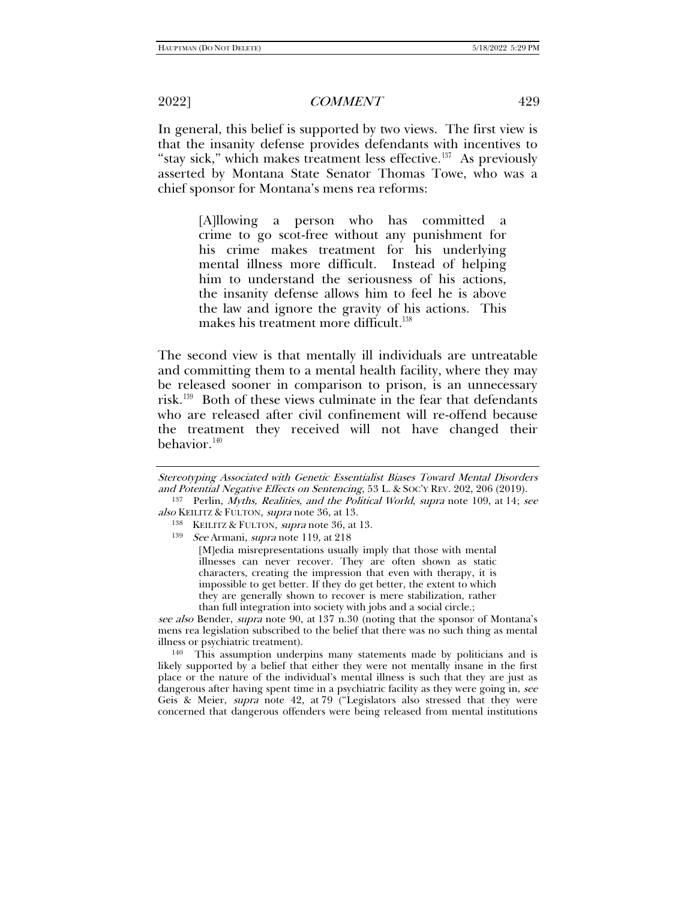In general, this belief is supported by two views. The first view is that the insanity defense provides defendants with incentives to "stay sick," which makes treatment less effective.[137] As previously asserted by Montana State Senator Thomas Towe, who was a chief sponsor for Montana's mens rea reforms:

> [A]llowing a person who has committed a crime to go scot-free without any punishment for his crime makes treatment for his underlying mental illness more difficult. Instead of helping him to understand the seriousness of his actions, the insanity defense allows him to feel he is above the law and ignore the gravity of his actions. This makes his treatment more difficult.[138]

The second view is that mentally ill individuals are untreatable and committing them to a mental health facility, where they may be released sooner in comparison to prison, is an unnecessary risk.[139] Both of these views culminate in the fear that defendants who are released after civil confinement will re-offend because the treatment they received will not have changed their behavior.[140]

---

*Stereotyping Associated with Genetic Essentialist Biases Toward Mental Disorders and Potential Negative Effects on Sentencing*, 53 L. & SOC'Y REV. 202, 206 (2019).

[137] Perlin, *Myths, Realities, and the Political World*, *supra* note 109, at 14; *see also* KEILITZ & FULTON, *supra* note 36, at 13.

[138] KEILITZ & FULTON, *supra* note 36, at 13.

[139] *See* Armani, *supra* note 119, at 218

> [M]edia misrepresentations usually imply that those with mental illnesses can never recover. They are often shown as static characters, creating the impression that even with therapy, it is impossible to get better. If they do get better, the extent to which they are generally shown to recover is mere stabilization, rather than full integration into society with jobs and a social circle.;

*see also* Bender, *supra* note 90, at 137 n.30 (noting that the sponsor of Montana's mens rea legislation subscribed to the belief that there was no such thing as mental illness or psychiatric treatment).

[140] This assumption underpins many statements made by politicians and is likely supported by a belief that either they were not mentally insane in the first place or the nature of the individual's mental illness is such that they are just as dangerous after having spent time in a psychiatric facility as they were going in, *see* Geis & Meier, *supra* note 42, at 79 ("Legislators also stressed that they were concerned that dangerous offenders were being released from mental institutions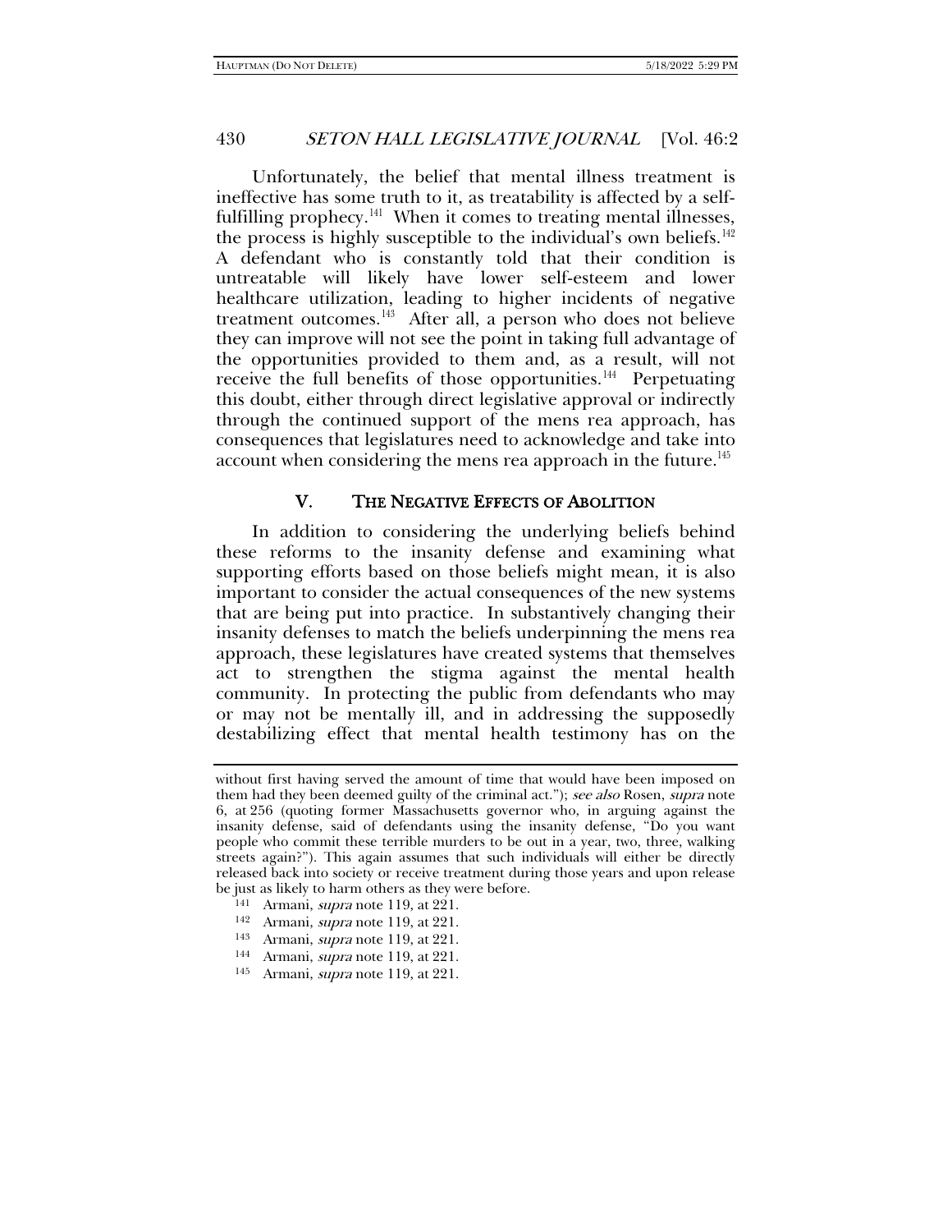Unfortunately, the belief that mental illness treatment is ineffective has some truth to it, as treatability is affected by a self-fulfilling prophecy.[141] When it comes to treating mental illnesses, the process is highly susceptible to the individual's own beliefs.[142] A defendant who is constantly told that their condition is untreatable will likely have lower self-esteem and lower healthcare utilization, leading to higher incidents of negative treatment outcomes.[143] After all, a person who does not believe they can improve will not see the point in taking full advantage of the opportunities provided to them and, as a result, will not receive the full benefits of those opportunities.[144] Perpetuating this doubt, either through direct legislative approval or indirectly through the continued support of the mens rea approach, has consequences that legislatures need to acknowledge and take into account when considering the mens rea approach in the future.[145]

## V. THE NEGATIVE EFFECTS OF ABOLITION

In addition to considering the underlying beliefs behind these reforms to the insanity defense and examining what supporting efforts based on those beliefs might mean, it is also important to consider the actual consequences of the new systems that are being put into practice. In substantively changing their insanity defenses to match the beliefs underpinning the mens rea approach, these legislatures have created systems that themselves act to strengthen the stigma against the mental health community. In protecting the public from defendants who may or may not be mentally ill, and in addressing the supposedly destabilizing effect that mental health testimony has on the

---

without first having served the amount of time that would have been imposed on them had they been deemed guilty of the criminal act."); *see also* Rosen, *supra* note 6, at 256 (quoting former Massachusetts governor who, in arguing against the insanity defense, said of defendants using the insanity defense, "Do you want people who commit these terrible murders to be out in a year, two, three, walking streets again?"). This again assumes that such individuals will either be directly released back into society or receive treatment during those years and upon release be just as likely to harm others as they were before.

[141] Armani, *supra* note 119, at 221.

[142] Armani, *supra* note 119, at 221.

[143] Armani, *supra* note 119, at 221.

[144] Armani, *supra* note 119, at 221.

[145] Armani, *supra* note 119, at 221.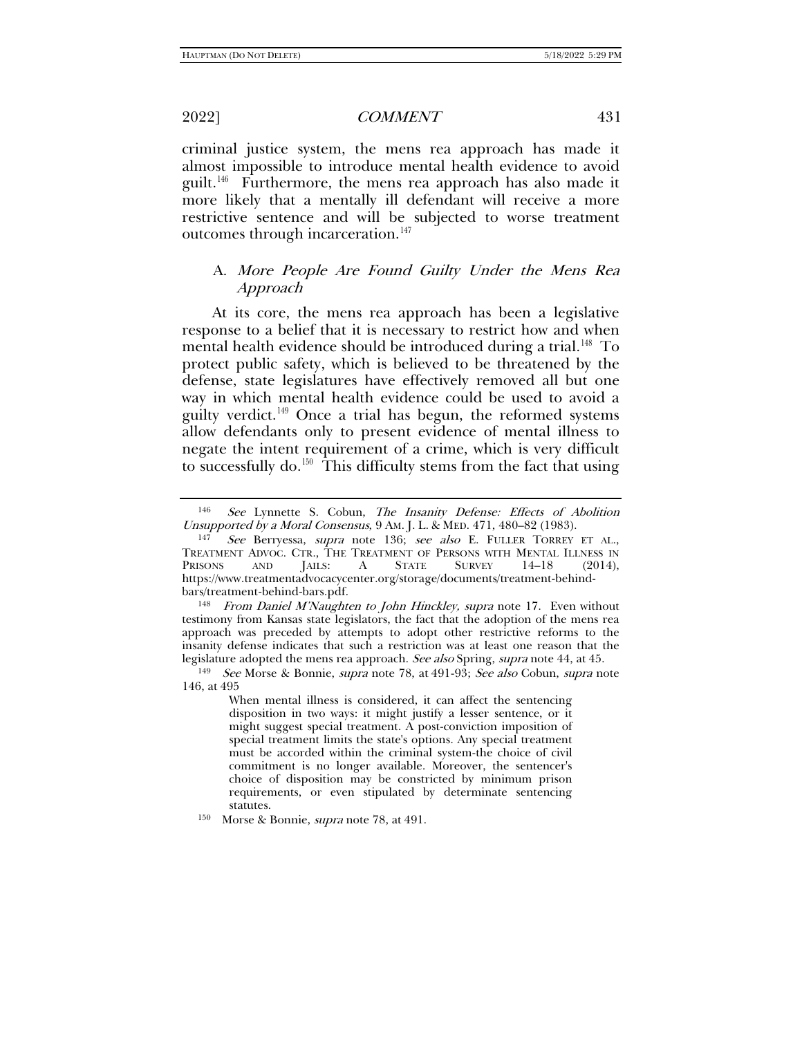criminal justice system, the mens rea approach has made it almost impossible to introduce mental health evidence to avoid guilt.[146] Furthermore, the mens rea approach has also made it more likely that a mentally ill defendant will receive a more restrictive sentence and will be subjected to worse treatment outcomes through incarceration.[147]

### A. *More People Are Found Guilty Under the Mens Rea Approach*

At its core, the mens rea approach has been a legislative response to a belief that it is necessary to restrict how and when mental health evidence should be introduced during a trial.[148] To protect public safety, which is believed to be threatened by the defense, state legislatures have effectively removed all but one way in which mental health evidence could be used to avoid a guilty verdict.[149] Once a trial has begun, the reformed systems allow defendants only to present evidence of mental illness to negate the intent requirement of a crime, which is very difficult to successfully do.[150] This difficulty stems from the fact that using

---

[146] *See* Lynnette S. Cobun, *The Insanity Defense: Effects of Abolition Unsupported by a Moral Consensus*, 9 AM. J. L. & MED. 471, 480–82 (1983).

[147] *See* Berryessa, *supra* note 136; *see also* E. FULLER TORREY ET AL., TREATMENT ADVOC. CTR., THE TREATMENT OF PERSONS WITH MENTAL ILLNESS IN PRISONS AND JAILS: A STATE SURVEY 14–18 (2014), https://www.treatmentadvocacycenter.org/storage/documents/treatment-behind-bars/treatment-behind-bars.pdf.

[148] *From Daniel M'Naughten to John Hinckley, supra* note 17. Even without testimony from Kansas state legislators, the fact that the adoption of the mens rea approach was preceded by attempts to adopt other restrictive reforms to the insanity defense indicates that such a restriction was at least one reason that the legislature adopted the mens rea approach. *See also* Spring, *supra* note 44, at 45.

[149] *See* Morse & Bonnie, *supra* note 78, at 491-93; *See also* Cobun, *supra* note 146, at 495

> When mental illness is considered, it can affect the sentencing disposition in two ways: it might justify a lesser sentence, or it might suggest special treatment. A post-conviction imposition of special treatment limits the state's options. Any special treatment must be accorded within the criminal system-the choice of civil commitment is no longer available. Moreover, the sentencer's choice of disposition may be constricted by minimum prison requirements, or even stipulated by determinate sentencing statutes.

[150] Morse & Bonnie, *supra* note 78, at 491.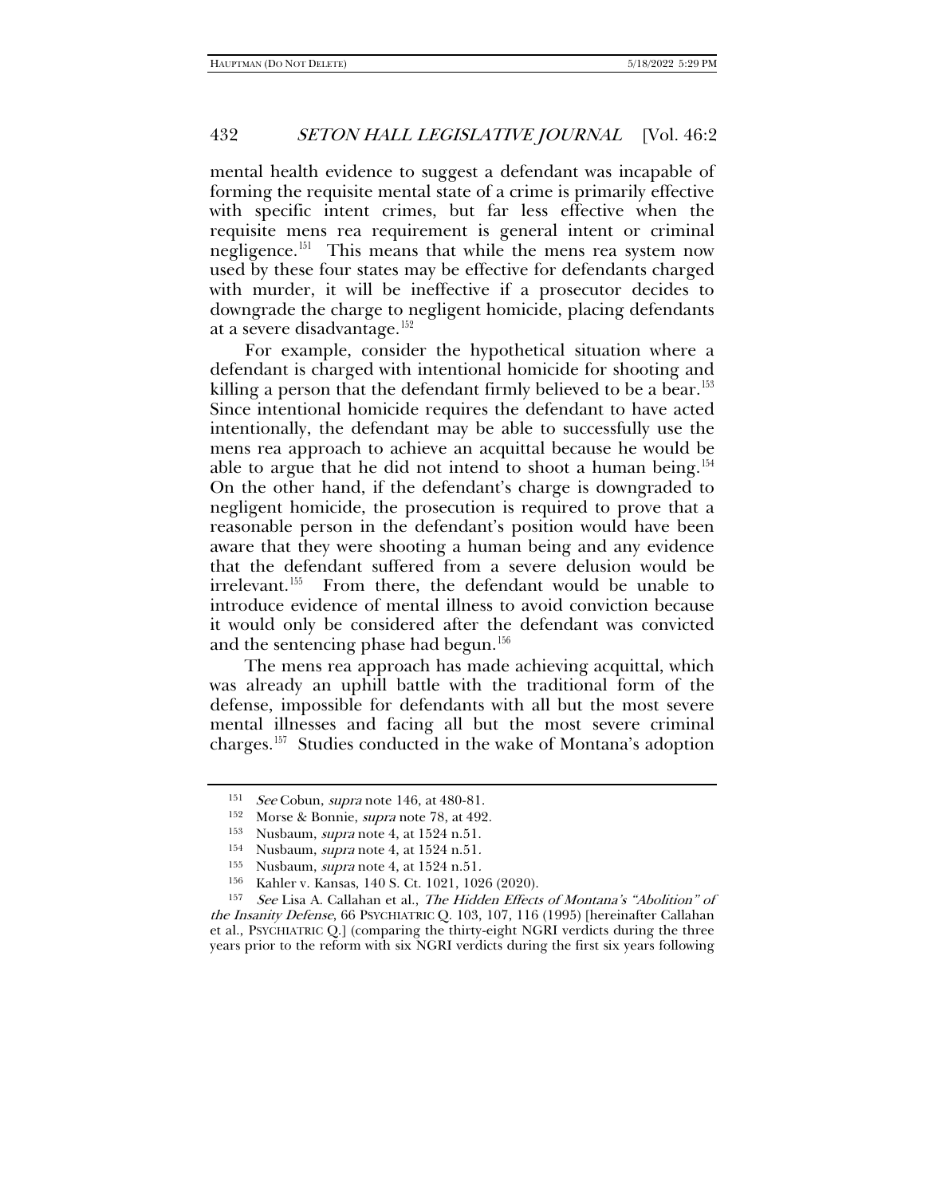mental health evidence to suggest a defendant was incapable of forming the requisite mental state of a crime is primarily effective with specific intent crimes, but far less effective when the requisite mens rea requirement is general intent or criminal negligence.[151] This means that while the mens rea system now used by these four states may be effective for defendants charged with murder, it will be ineffective if a prosecutor decides to downgrade the charge to negligent homicide, placing defendants at a severe disadvantage.[152]

For example, consider the hypothetical situation where a defendant is charged with intentional homicide for shooting and killing a person that the defendant firmly believed to be a bear.[153] Since intentional homicide requires the defendant to have acted intentionally, the defendant may be able to successfully use the mens rea approach to achieve an acquittal because he would be able to argue that he did not intend to shoot a human being.[154] On the other hand, if the defendant's charge is downgraded to negligent homicide, the prosecution is required to prove that a reasonable person in the defendant's position would have been aware that they were shooting a human being and any evidence that the defendant suffered from a severe delusion would be irrelevant.[155] From there, the defendant would be unable to introduce evidence of mental illness to avoid conviction because it would only be considered after the defendant was convicted and the sentencing phase had begun.[156]

The mens rea approach has made achieving acquittal, which was already an uphill battle with the traditional form of the defense, impossible for defendants with all but the most severe mental illnesses and facing all but the most severe criminal charges.[157] Studies conducted in the wake of Montana's adoption

---

[151] *See* Cobun, *supra* note 146, at 480-81.

[152] Morse & Bonnie, *supra* note 78, at 492.

[153] Nusbaum, *supra* note 4, at 1524 n.51.

[154] Nusbaum, *supra* note 4, at 1524 n.51.

[155] Nusbaum, *supra* note 4, at 1524 n.51.

[156] Kahler v. Kansas, 140 S. Ct. 1021, 1026 (2020).

[157] *See* Lisa A. Callahan et al., *The Hidden Effects of Montana's "Abolition" of the Insanity Defense*, 66 PSYCHIATRIC Q. 103, 107, 116 (1995) [hereinafter Callahan et al., PSYCHIATRIC Q.] (comparing the thirty-eight NGRI verdicts during the three years prior to the reform with six NGRI verdicts during the first six years following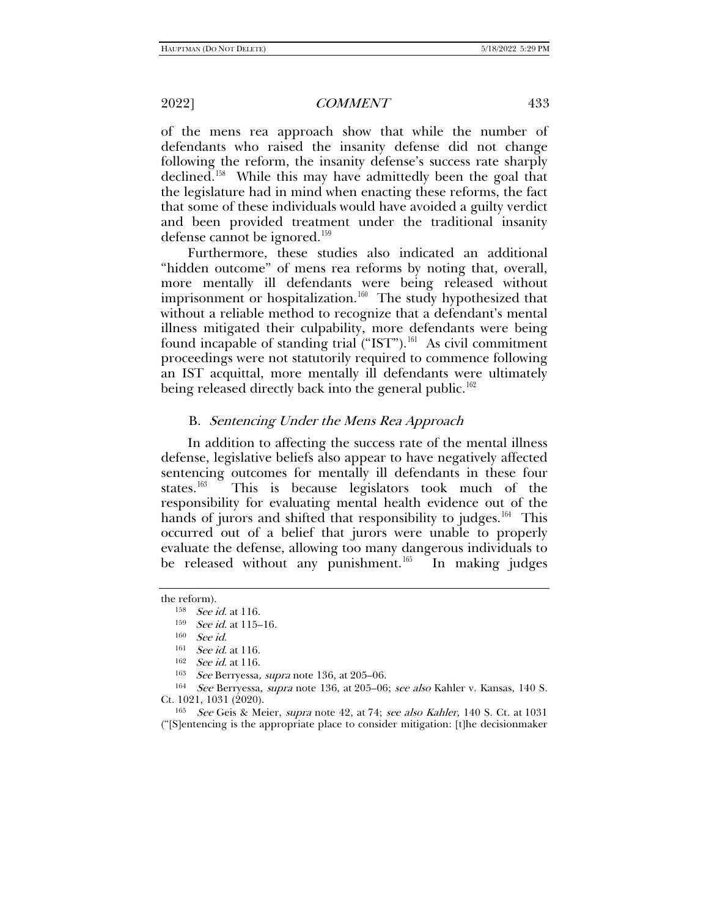of the mens rea approach show that while the number of defendants who raised the insanity defense did not change following the reform, the insanity defense's success rate sharply declined.[158] While this may have admittedly been the goal that the legislature had in mind when enacting these reforms, the fact that some of these individuals would have avoided a guilty verdict and been provided treatment under the traditional insanity defense cannot be ignored.[159]

Furthermore, these studies also indicated an additional "hidden outcome" of mens rea reforms by noting that, overall, more mentally ill defendants were being released without imprisonment or hospitalization.[160] The study hypothesized that without a reliable method to recognize that a defendant's mental illness mitigated their culpability, more defendants were being found incapable of standing trial ("IST").[161] As civil commitment proceedings were not statutorily required to commence following an IST acquittal, more mentally ill defendants were ultimately being released directly back into the general public.[162]

## B. *Sentencing Under the Mens Rea Approach*

In addition to affecting the success rate of the mental illness defense, legislative beliefs also appear to have negatively affected sentencing outcomes for mentally ill defendants in these four states.[163] This is because legislators took much of the responsibility for evaluating mental health evidence out of the hands of jurors and shifted that responsibility to judges.[164] This occurred out of a belief that jurors were unable to properly evaluate the defense, allowing too many dangerous individuals to be released without any punishment.[165] In making judges

---

the reform).

[158] *See id.* at 116.

[159] *See id.* at 115–16.

[160] *See id.*

[161] *See id.* at 116.

[162] *See id.* at 116.

[163] *See* Berryessa, *supra* note 136, at 205–06.

[164] *See* Berryessa, *supra* note 136, at 205–06; *see also* Kahler v. Kansas, 140 S. Ct. 1021, 1031 (2020).

[165] *See* Geis & Meier, *supra* note 42, at 74; *see also Kahler*, 140 S. Ct. at 1031 ("[S]entencing is the appropriate place to consider mitigation: [t]he decisionmaker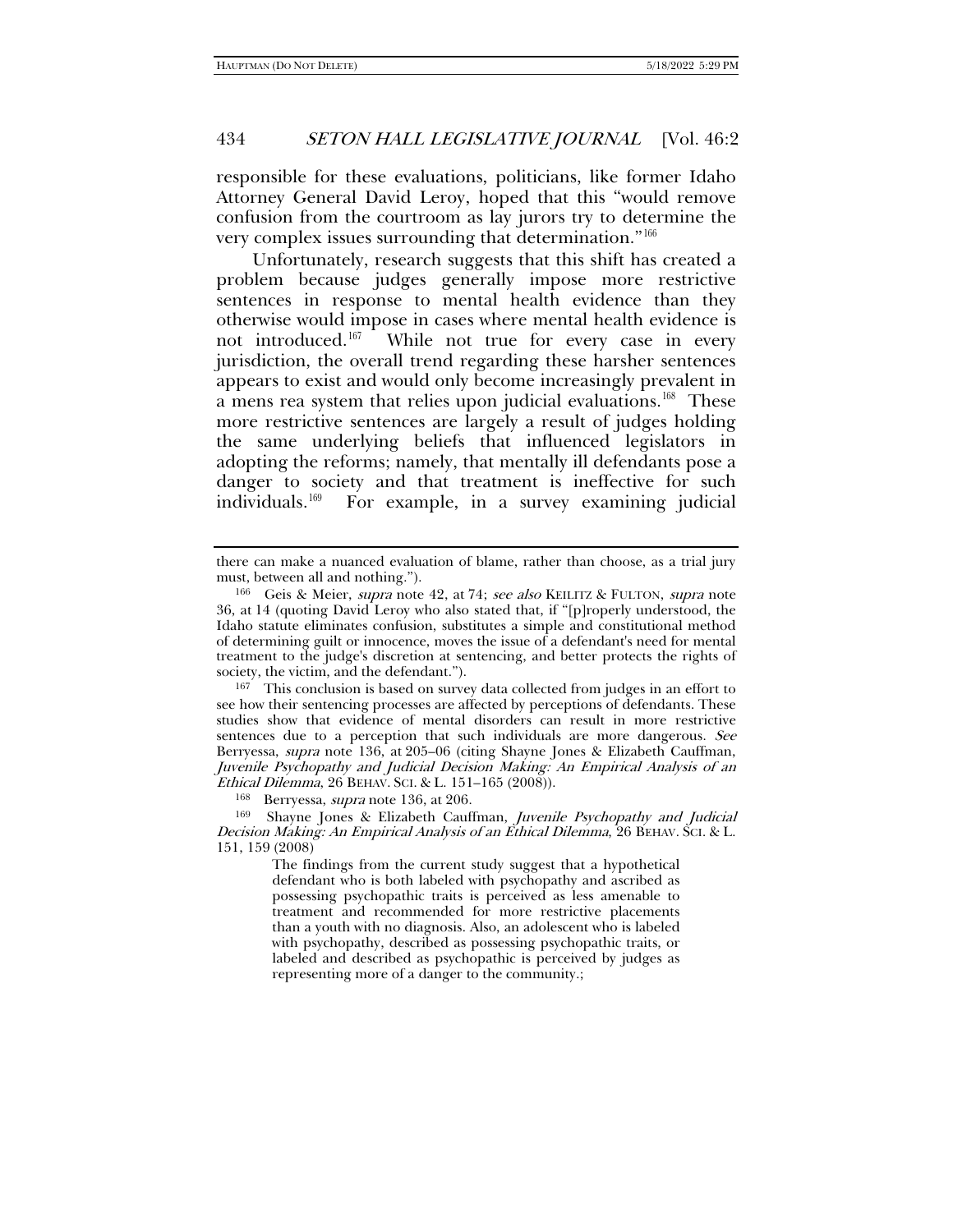responsible for these evaluations, politicians, like former Idaho Attorney General David Leroy, hoped that this "would remove confusion from the courtroom as lay jurors try to determine the very complex issues surrounding that determination."[166]

Unfortunately, research suggests that this shift has created a problem because judges generally impose more restrictive sentences in response to mental health evidence than they otherwise would impose in cases where mental health evidence is not introduced.[167] While not true for every case in every jurisdiction, the overall trend regarding these harsher sentences appears to exist and would only become increasingly prevalent in a mens rea system that relies upon judicial evaluations.[168] These more restrictive sentences are largely a result of judges holding the same underlying beliefs that influenced legislators in adopting the reforms; namely, that mentally ill defendants pose a danger to society and that treatment is ineffective for such individuals.[169] For example, in a survey examining judicial

---

there can make a nuanced evaluation of blame, rather than choose, as a trial jury must, between all and nothing.").

[166] Geis & Meier, *supra* note 42, at 74; *see also* KEILITZ & FULTON, *supra* note 36, at 14 (quoting David Leroy who also stated that, if "[p]roperly understood, the Idaho statute eliminates confusion, substitutes a simple and constitutional method of determining guilt or innocence, moves the issue of a defendant's need for mental treatment to the judge's discretion at sentencing, and better protects the rights of society, the victim, and the defendant.").

[167] This conclusion is based on survey data collected from judges in an effort to see how their sentencing processes are affected by perceptions of defendants. These studies show that evidence of mental disorders can result in more restrictive sentences due to a perception that such individuals are more dangerous. *See* Berryessa, *supra* note 136, at 205–06 (citing Shayne Jones & Elizabeth Cauffman, *Juvenile Psychopathy and Judicial Decision Making: An Empirical Analysis of an Ethical Dilemma*, 26 BEHAV. SCI. & L. 151–165 (2008)).

[168] Berryessa, *supra* note 136, at 206.

[169] Shayne Jones & Elizabeth Cauffman, *Juvenile Psychopathy and Judicial Decision Making: An Empirical Analysis of an Ethical Dilemma*, 26 BEHAV. SCI. & L. 151, 159 (2008)

> The findings from the current study suggest that a hypothetical defendant who is both labeled with psychopathy and ascribed as possessing psychopathic traits is perceived as less amenable to treatment and recommended for more restrictive placements than a youth with no diagnosis. Also, an adolescent who is labeled with psychopathy, described as possessing psychopathic traits, or labeled and described as psychopathic is perceived by judges as representing more of a danger to the community.;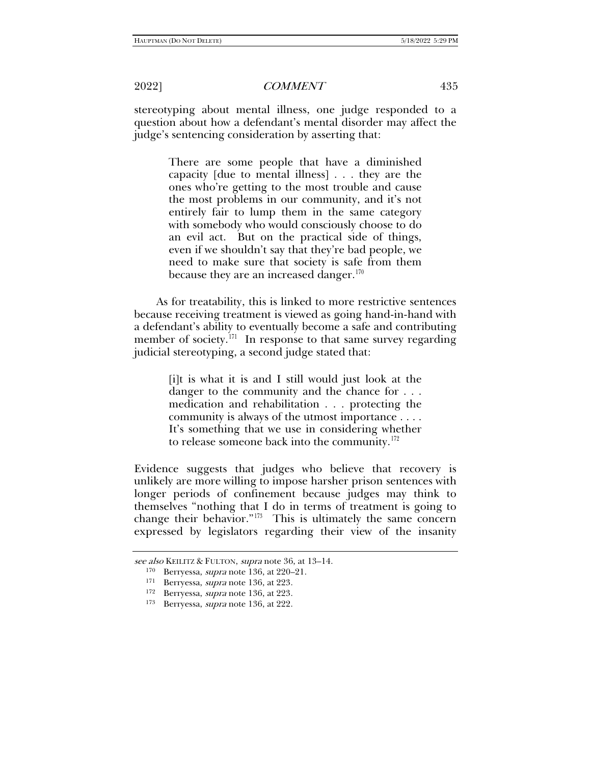stereotyping about mental illness, one judge responded to a question about how a defendant's mental disorder may affect the judge's sentencing consideration by asserting that:

> There are some people that have a diminished capacity [due to mental illness] . . . they are the ones who're getting to the most trouble and cause the most problems in our community, and it's not entirely fair to lump them in the same category with somebody who would consciously choose to do an evil act. But on the practical side of things, even if we shouldn't say that they're bad people, we need to make sure that society is safe from them because they are an increased danger.[170]

As for treatability, this is linked to more restrictive sentences because receiving treatment is viewed as going hand-in-hand with a defendant's ability to eventually become a safe and contributing member of society.[171] In response to that same survey regarding judicial stereotyping, a second judge stated that:

> [i]t is what it is and I still would just look at the danger to the community and the chance for . . . medication and rehabilitation . . . protecting the community is always of the utmost importance . . . . It's something that we use in considering whether to release someone back into the community.[172]

Evidence suggests that judges who believe that recovery is unlikely are more willing to impose harsher prison sentences with longer periods of confinement because judges may think to themselves "nothing that I do in terms of treatment is going to change their behavior."[173] This is ultimately the same concern expressed by legislators regarding their view of the insanity

---

*see also* KEILITZ & FULTON, *supra* note 36, at 13–14.

[170] Berryessa, *supra* note 136, at 220–21.

[171] Berryessa, *supra* note 136, at 223.

[172] Berryessa, *supra* note 136, at 223.

[173] Berryessa, *supra* note 136, at 222.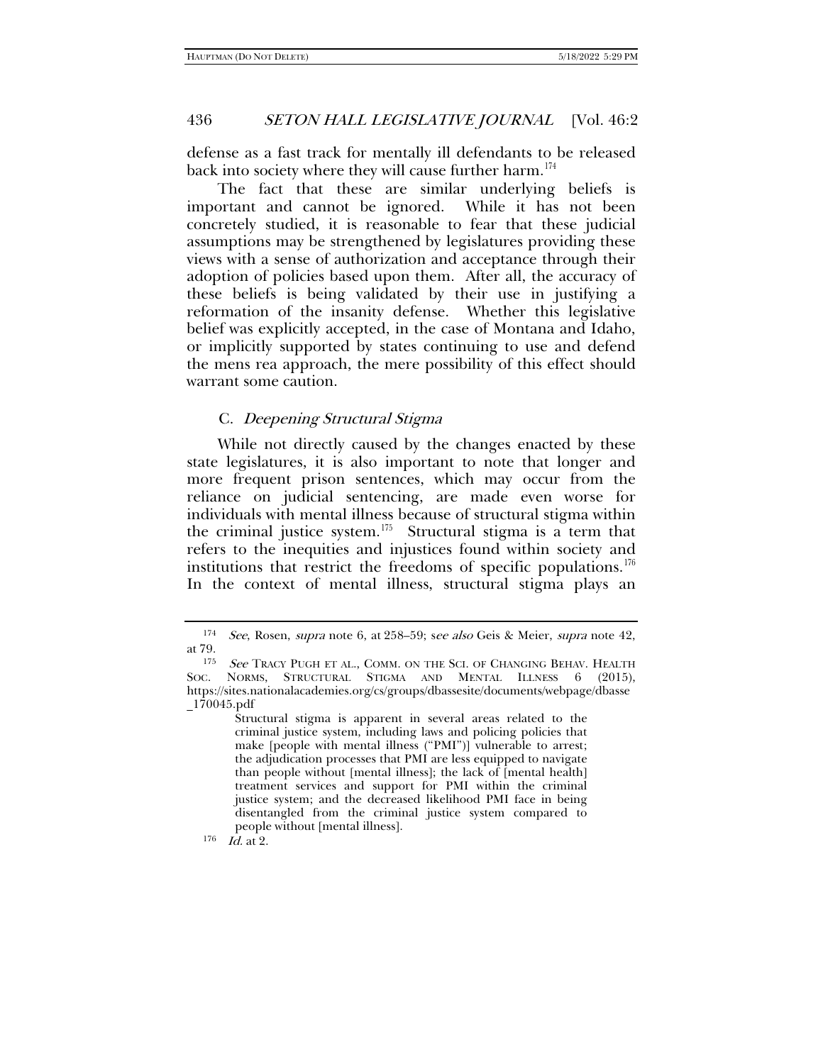defense as a fast track for mentally ill defendants to be released back into society where they will cause further harm.[174]

The fact that these are similar underlying beliefs is important and cannot be ignored. While it has not been concretely studied, it is reasonable to fear that these judicial assumptions may be strengthened by legislatures providing these views with a sense of authorization and acceptance through their adoption of policies based upon them. After all, the accuracy of these beliefs is being validated by their use in justifying a reformation of the insanity defense. Whether this legislative belief was explicitly accepted, in the case of Montana and Idaho, or implicitly supported by states continuing to use and defend the mens rea approach, the mere possibility of this effect should warrant some caution.

### C. *Deepening Structural Stigma*

While not directly caused by the changes enacted by these state legislatures, it is also important to note that longer and more frequent prison sentences, which may occur from the reliance on judicial sentencing, are made even worse for individuals with mental illness because of structural stigma within the criminal justice system.[175] Structural stigma is a term that refers to the inequities and injustices found within society and institutions that restrict the freedoms of specific populations.[176] In the context of mental illness, structural stigma plays an

---

[174] *See*, Rosen, *supra* note 6, at 258–59; s*ee also* Geis & Meier, *supra* note 42, at 79.

[175] *See* TRACY PUGH ET AL., COMM. ON THE SCI. OF CHANGING BEHAV. HEALTH SOC. NORMS, STRUCTURAL STIGMA AND MENTAL ILLNESS 6 (2015), https://sites.nationalacademies.org/cs/groups/dbassesite/documents/webpage/dbasse_170045.pdf

> Structural stigma is apparent in several areas related to the criminal justice system, including laws and policing policies that make [people with mental illness ("PMI")] vulnerable to arrest; the adjudication processes that PMI are less equipped to navigate than people without [mental illness]; the lack of [mental health] treatment services and support for PMI within the criminal justice system; and the decreased likelihood PMI face in being disentangled from the criminal justice system compared to people without [mental illness].

[176] *Id.* at 2.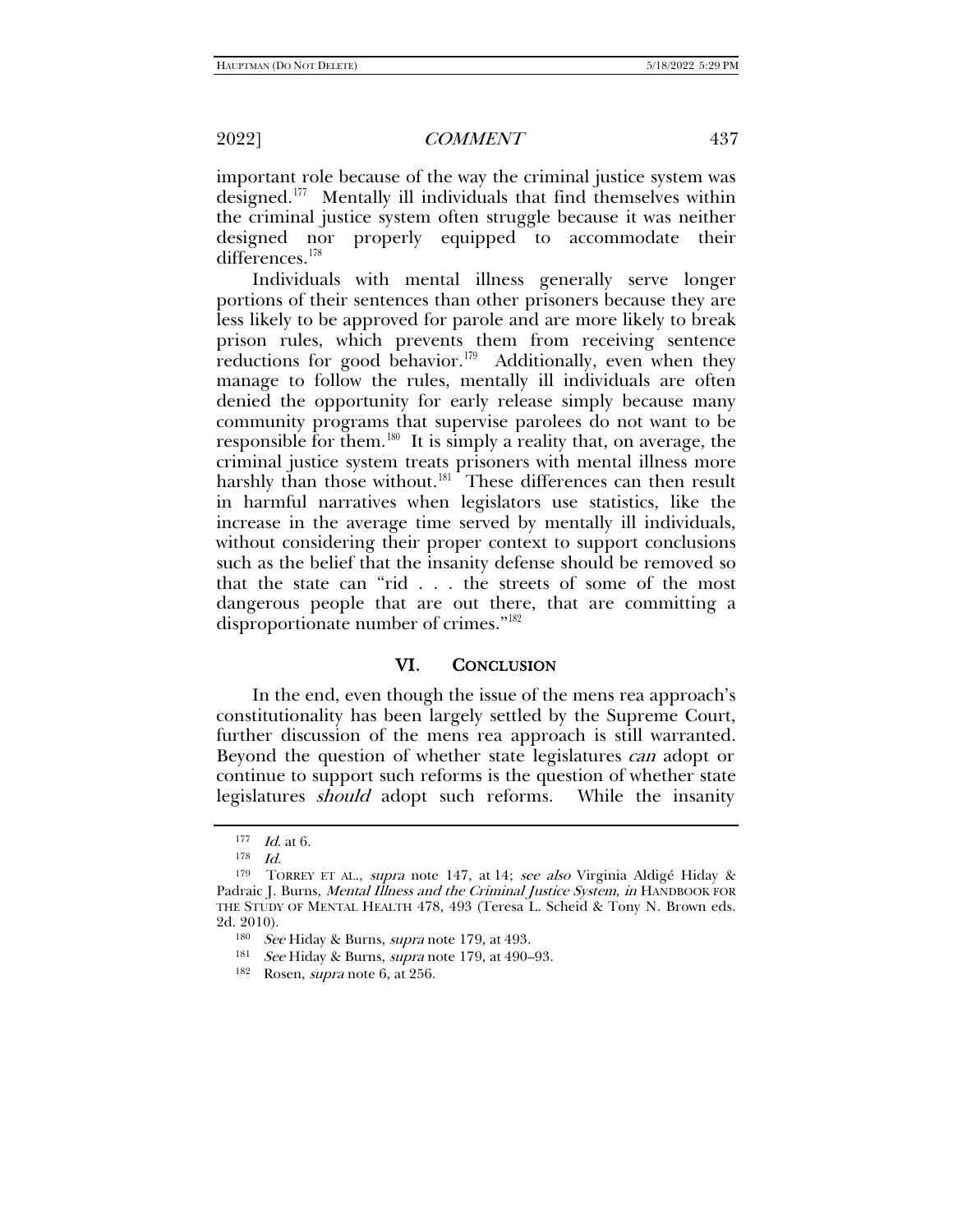important role because of the way the criminal justice system was designed.[177] Mentally ill individuals that find themselves within the criminal justice system often struggle because it was neither designed nor properly equipped to accommodate their differences.[178]

Individuals with mental illness generally serve longer portions of their sentences than other prisoners because they are less likely to be approved for parole and are more likely to break prison rules, which prevents them from receiving sentence reductions for good behavior.[179] Additionally, even when they manage to follow the rules, mentally ill individuals are often denied the opportunity for early release simply because many community programs that supervise parolees do not want to be responsible for them.[180] It is simply a reality that, on average, the criminal justice system treats prisoners with mental illness more harshly than those without.[181] These differences can then result in harmful narratives when legislators use statistics, like the increase in the average time served by mentally ill individuals, without considering their proper context to support conclusions such as the belief that the insanity defense should be removed so that the state can "rid . . . the streets of some of the most dangerous people that are out there, that are committing a disproportionate number of crimes."[182]

## VI. CONCLUSION

In the end, even though the issue of the mens rea approach's constitutionality has been largely settled by the Supreme Court, further discussion of the mens rea approach is still warranted. Beyond the question of whether state legislatures *can* adopt or continue to support such reforms is the question of whether state legislatures *should* adopt such reforms. While the insanity

---

[177] *Id.* at 6.

[178] *Id.*

[179] TORREY ET AL., *supra* note 147, at 14; *see also* Virginia Aldigé Hiday & Padraic J. Burns, *Mental Illness and the Criminal Justice System*, *in* HANDBOOK FOR THE STUDY OF MENTAL HEALTH 478, 493 (Teresa L. Scheid & Tony N. Brown eds. 2d. 2010).

[180] *See* Hiday & Burns, *supra* note 179, at 493.

[181] *See* Hiday & Burns, *supra* note 179, at 490–93.

[182] Rosen, *supra* note 6, at 256.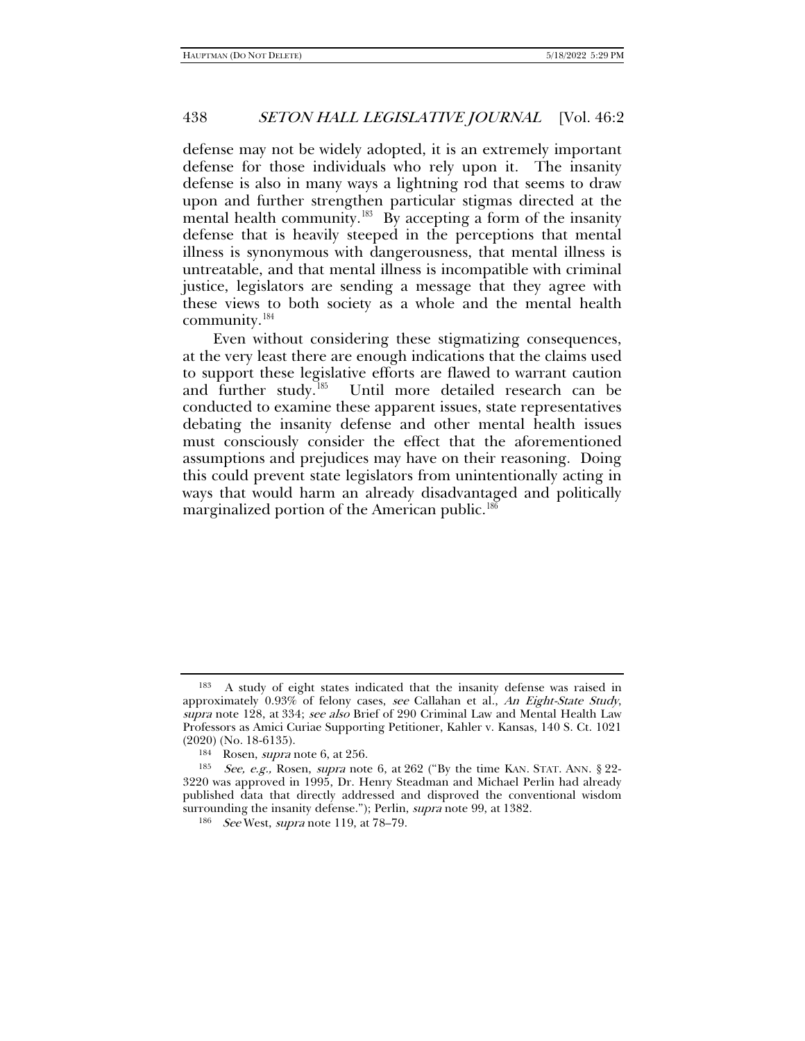defense may not be widely adopted, it is an extremely important defense for those individuals who rely upon it. The insanity defense is also in many ways a lightning rod that seems to draw upon and further strengthen particular stigmas directed at the mental health community.[183] By accepting a form of the insanity defense that is heavily steeped in the perceptions that mental illness is synonymous with dangerousness, that mental illness is untreatable, and that mental illness is incompatible with criminal justice, legislators are sending a message that they agree with these views to both society as a whole and the mental health community.[184]

Even without considering these stigmatizing consequences, at the very least there are enough indications that the claims used to support these legislative efforts are flawed to warrant caution and further study.[185] Until more detailed research can be conducted to examine these apparent issues, state representatives debating the insanity defense and other mental health issues must consciously consider the effect that the aforementioned assumptions and prejudices may have on their reasoning. Doing this could prevent state legislators from unintentionally acting in ways that would harm an already disadvantaged and politically marginalized portion of the American public.[186]

---

[183] A study of eight states indicated that the insanity defense was raised in approximately 0.93% of felony cases, *see* Callahan et al., *An Eight-State Study*, *supra* note 128, at 334; *see also* Brief of 290 Criminal Law and Mental Health Law Professors as Amici Curiae Supporting Petitioner, Kahler v. Kansas, 140 S. Ct. 1021 (2020) (No. 18-6135).

[184] Rosen, *supra* note 6, at 256.

[185] *See, e.g.*, Rosen, *supra* note 6, at 262 ("By the time KAN. STAT. ANN. § 22-3220 was approved in 1995, Dr. Henry Steadman and Michael Perlin had already published data that directly addressed and disproved the conventional wisdom surrounding the insanity defense."); Perlin, *supra* note 99, at 1382.

[186] *See* West, *supra* note 119, at 78–79.